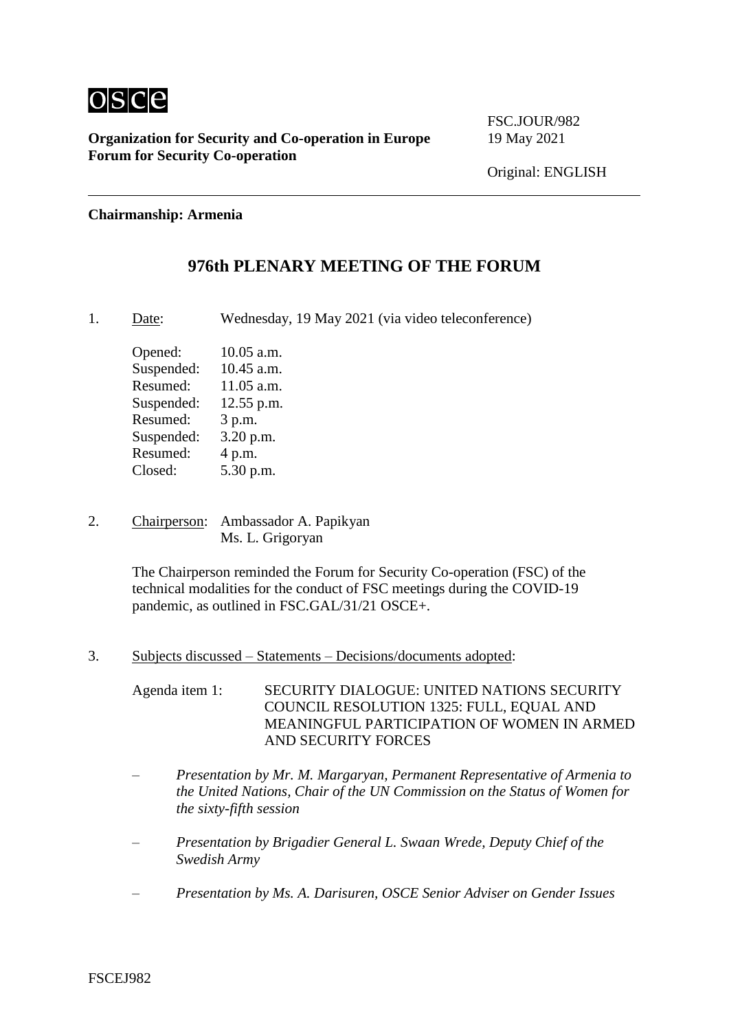osce

**Organization for Security and Co-operation in Europe**
**Forum for Security Co-operation**

FSC.JOUR/982
19 May 2021

Original: ENGLISH

**Chairmanship: Armenia**

## 976th PLENARY MEETING OF THE FORUM

1. Date: Wednesday, 19 May 2021 (via video teleconference)

   Opened: 10.05 a.m.
   Suspended: 10.45 a.m.
   Resumed: 11.05 a.m.
   Suspended: 12.55 p.m.
   Resumed: 3 p.m.
   Suspended: 3.20 p.m.
   Resumed: 4 p.m.
   Closed: 5.30 p.m.

2. Chairperson: Ambassador A. Papikyan
   Ms. L. Grigoryan

   The Chairperson reminded the Forum for Security Co-operation (FSC) of the technical modalities for the conduct of FSC meetings during the COVID-19 pandemic, as outlined in FSC.GAL/31/21 OSCE+.

3. Subjects discussed – Statements – Decisions/documents adopted:

   Agenda item 1: SECURITY DIALOGUE: UNITED NATIONS SECURITY COUNCIL RESOLUTION 1325: FULL, EQUAL AND MEANINGFUL PARTICIPATION OF WOMEN IN ARMED AND SECURITY FORCES

   – *Presentation by Mr. M. Margaryan, Permanent Representative of Armenia to the United Nations, Chair of the UN Commission on the Status of Women for the sixty-fifth session*

   – *Presentation by Brigadier General L. Swaan Wrede, Deputy Chief of the Swedish Army*

   – *Presentation by Ms. A. Darisuren, OSCE Senior Adviser on Gender Issues*

FSCEJ982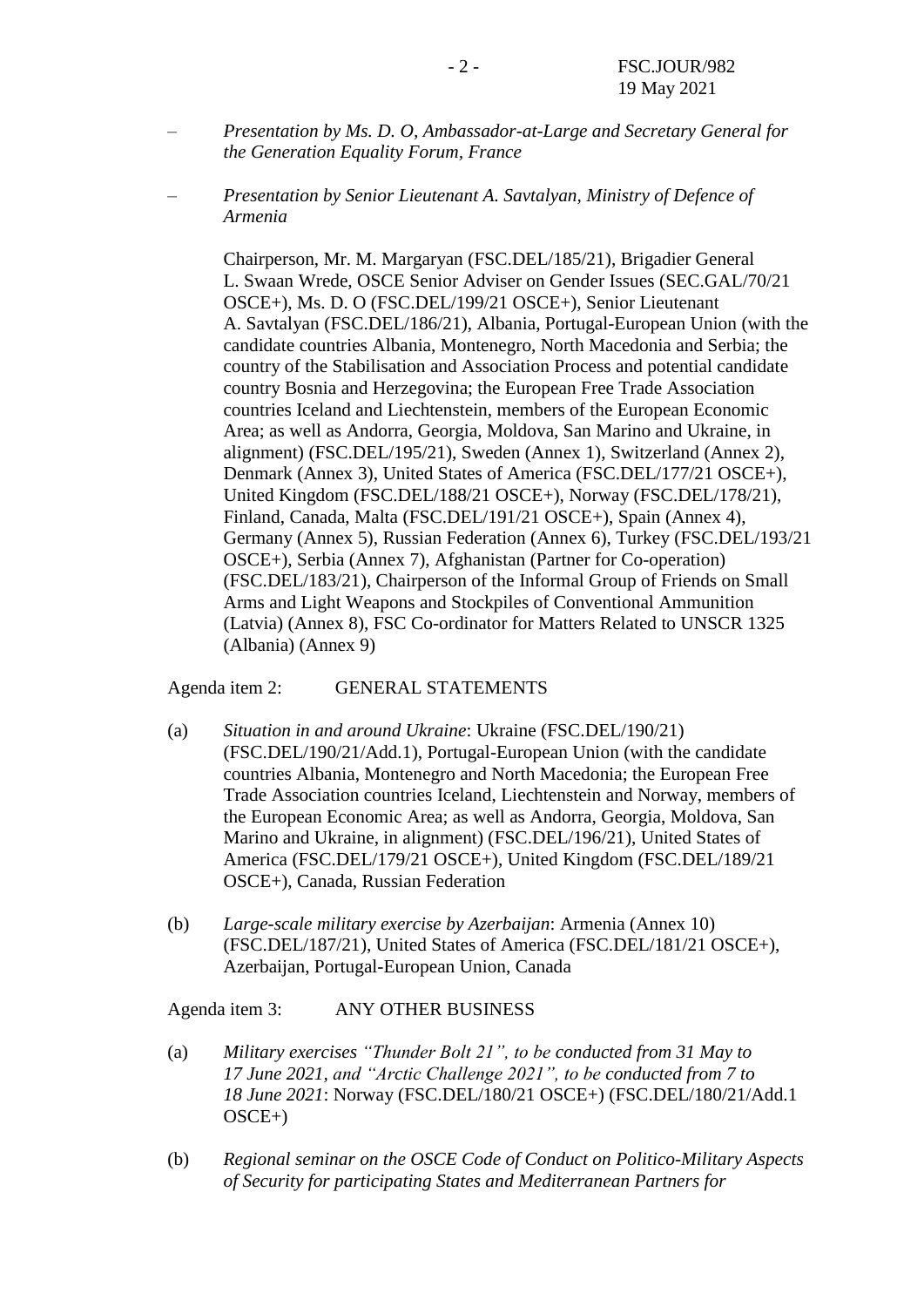– *Presentation by Ms. D. O, Ambassador-at-Large and Secretary General for the Generation Equality Forum, France*

– *Presentation by Senior Lieutenant A. Savtalyan, Ministry of Defence of Armenia*

Chairperson, Mr. M. Margaryan (FSC.DEL/185/21), Brigadier General L. Swaan Wrede, OSCE Senior Adviser on Gender Issues (SEC.GAL/70/21 OSCE+), Ms. D. O (FSC.DEL/199/21 OSCE+), Senior Lieutenant A. Savtalyan (FSC.DEL/186/21), Albania, Portugal-European Union (with the candidate countries Albania, Montenegro, North Macedonia and Serbia; the country of the Stabilisation and Association Process and potential candidate country Bosnia and Herzegovina; the European Free Trade Association countries Iceland and Liechtenstein, members of the European Economic Area; as well as Andorra, Georgia, Moldova, San Marino and Ukraine, in alignment) (FSC.DEL/195/21), Sweden (Annex 1), Switzerland (Annex 2), Denmark (Annex 3), United States of America (FSC.DEL/177/21 OSCE+), United Kingdom (FSC.DEL/188/21 OSCE+), Norway (FSC.DEL/178/21), Finland, Canada, Malta (FSC.DEL/191/21 OSCE+), Spain (Annex 4), Germany (Annex 5), Russian Federation (Annex 6), Turkey (FSC.DEL/193/21 OSCE+), Serbia (Annex 7), Afghanistan (Partner for Co-operation) (FSC.DEL/183/21), Chairperson of the Informal Group of Friends on Small Arms and Light Weapons and Stockpiles of Conventional Ammunition (Latvia) (Annex 8), FSC Co-ordinator for Matters Related to UNSCR 1325 (Albania) (Annex 9)

Agenda item 2: GENERAL STATEMENTS

(a) *Situation in and around Ukraine*: Ukraine (FSC.DEL/190/21) (FSC.DEL/190/21/Add.1), Portugal-European Union (with the candidate countries Albania, Montenegro and North Macedonia; the European Free Trade Association countries Iceland, Liechtenstein and Norway, members of the European Economic Area; as well as Andorra, Georgia, Moldova, San Marino and Ukraine, in alignment) (FSC.DEL/196/21), United States of America (FSC.DEL/179/21 OSCE+), United Kingdom (FSC.DEL/189/21 OSCE+), Canada, Russian Federation

(b) *Large-scale military exercise by Azerbaijan*: Armenia (Annex 10) (FSC.DEL/187/21), United States of America (FSC.DEL/181/21 OSCE+), Azerbaijan, Portugal-European Union, Canada

Agenda item 3: ANY OTHER BUSINESS

(a) *Military exercises "Thunder Bolt 21", to be conducted from 31 May to 17 June 2021, and "Arctic Challenge 2021", to be conducted from 7 to 18 June 2021*: Norway (FSC.DEL/180/21 OSCE+) (FSC.DEL/180/21/Add.1 OSCE+)

(b) *Regional seminar on the OSCE Code of Conduct on Politico-Military Aspects of Security for participating States and Mediterranean Partners for*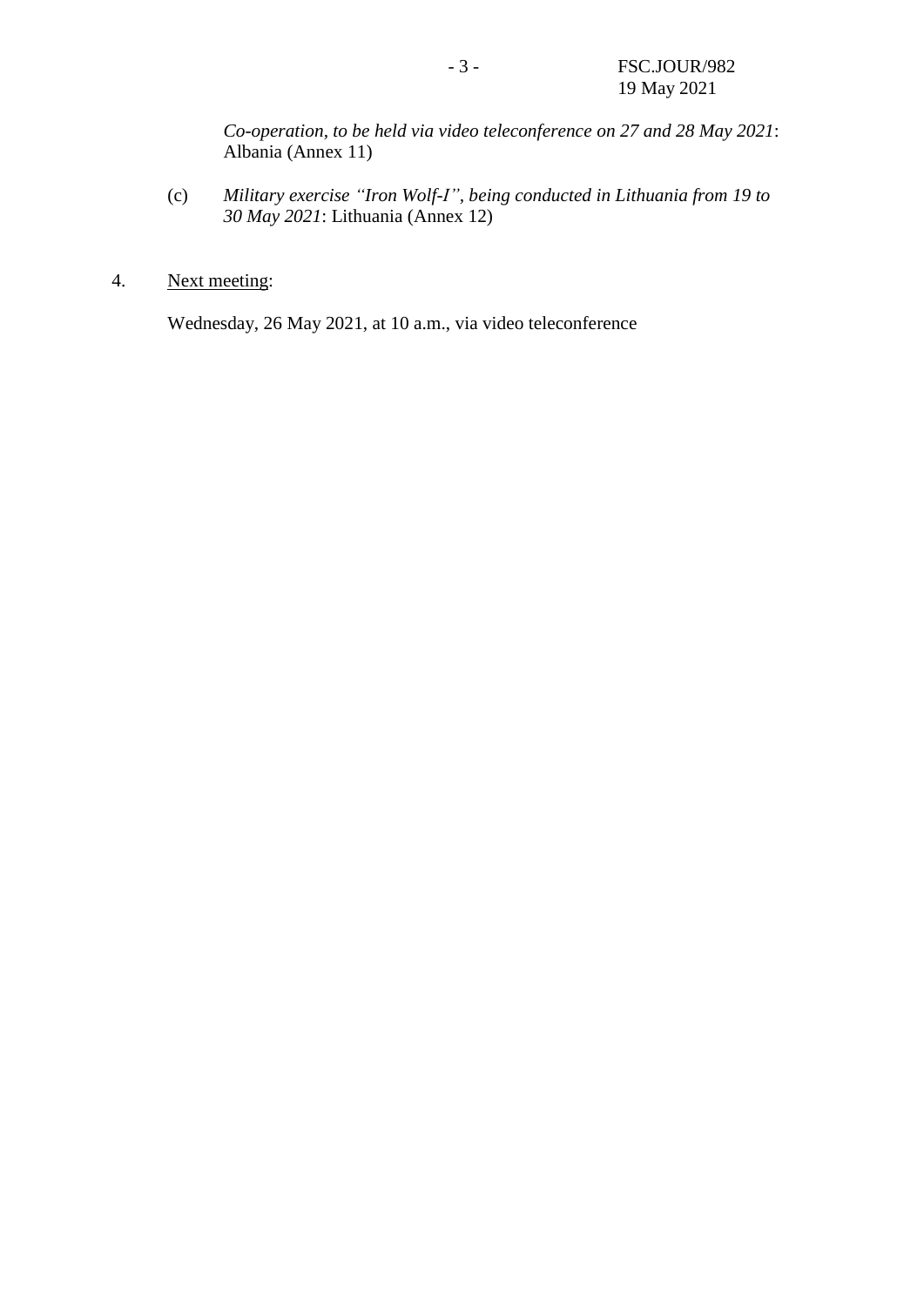*Co-operation, to be held via video teleconference on 27 and 28 May 2021*: Albania (Annex 11)

(c) *Military exercise "Iron Wolf-I", being conducted in Lithuania from 19 to 30 May 2021*: Lithuania (Annex 12)

4. Next meeting:

Wednesday, 26 May 2021, at 10 a.m., via video teleconference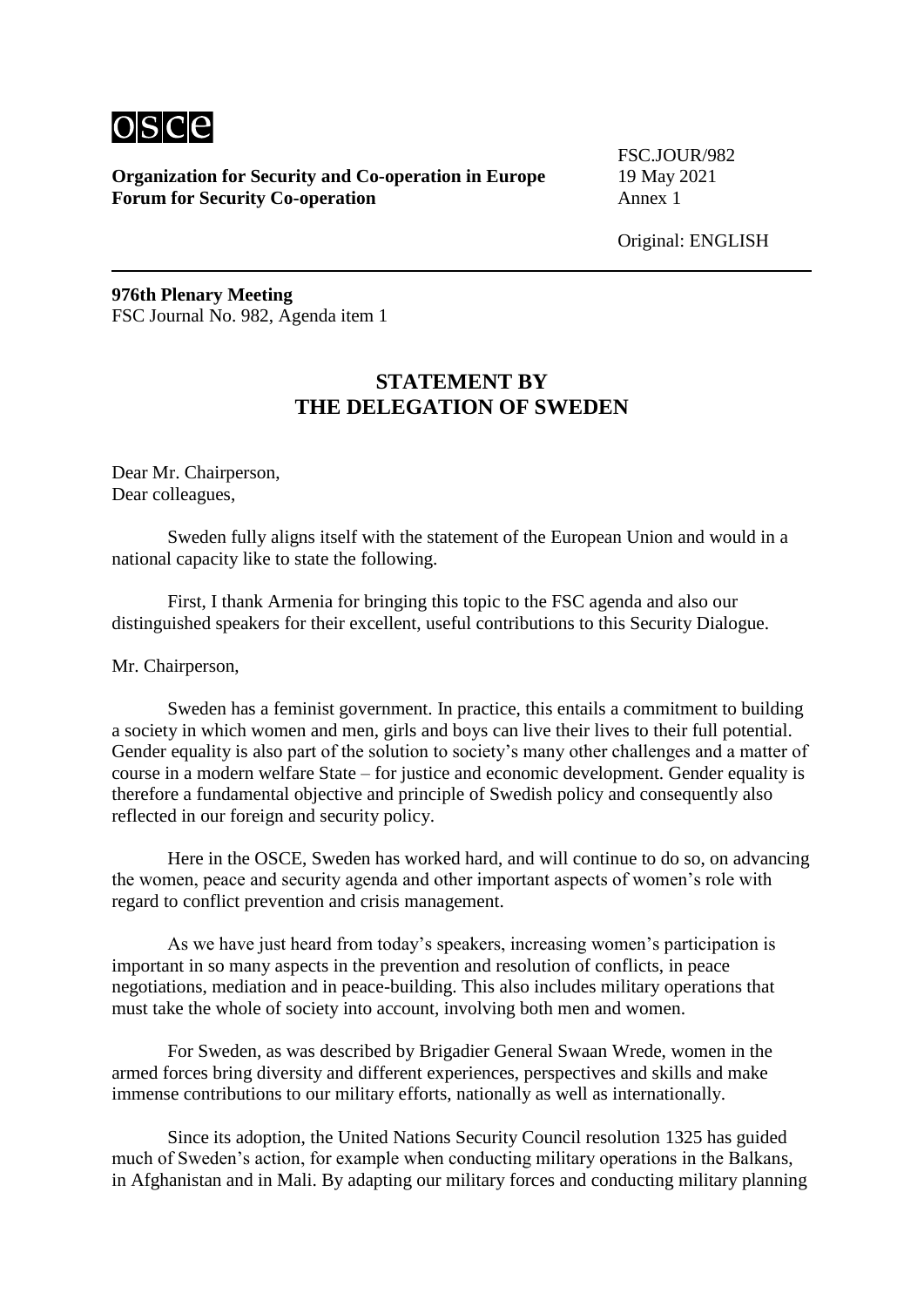**Organization for Security and Co-operation in Europe**
**Forum for Security Co-operation**

FSC.JOUR/982
19 May 2021
Annex 1

Original: ENGLISH

**976th Plenary Meeting**
FSC Journal No. 982, Agenda item 1

## STATEMENT BY THE DELEGATION OF SWEDEN

Dear Mr. Chairperson,
Dear colleagues,

Sweden fully aligns itself with the statement of the European Union and would in a national capacity like to state the following.

First, I thank Armenia for bringing this topic to the FSC agenda and also our distinguished speakers for their excellent, useful contributions to this Security Dialogue.

Mr. Chairperson,

Sweden has a feminist government. In practice, this entails a commitment to building a society in which women and men, girls and boys can live their lives to their full potential. Gender equality is also part of the solution to society's many other challenges and a matter of course in a modern welfare State – for justice and economic development. Gender equality is therefore a fundamental objective and principle of Swedish policy and consequently also reflected in our foreign and security policy.

Here in the OSCE, Sweden has worked hard, and will continue to do so, on advancing the women, peace and security agenda and other important aspects of women's role with regard to conflict prevention and crisis management.

As we have just heard from today's speakers, increasing women's participation is important in so many aspects in the prevention and resolution of conflicts, in peace negotiations, mediation and in peace-building. This also includes military operations that must take the whole of society into account, involving both men and women.

For Sweden, as was described by Brigadier General Swaan Wrede, women in the armed forces bring diversity and different experiences, perspectives and skills and make immense contributions to our military efforts, nationally as well as internationally.

Since its adoption, the United Nations Security Council resolution 1325 has guided much of Sweden's action, for example when conducting military operations in the Balkans, in Afghanistan and in Mali. By adapting our military forces and conducting military planning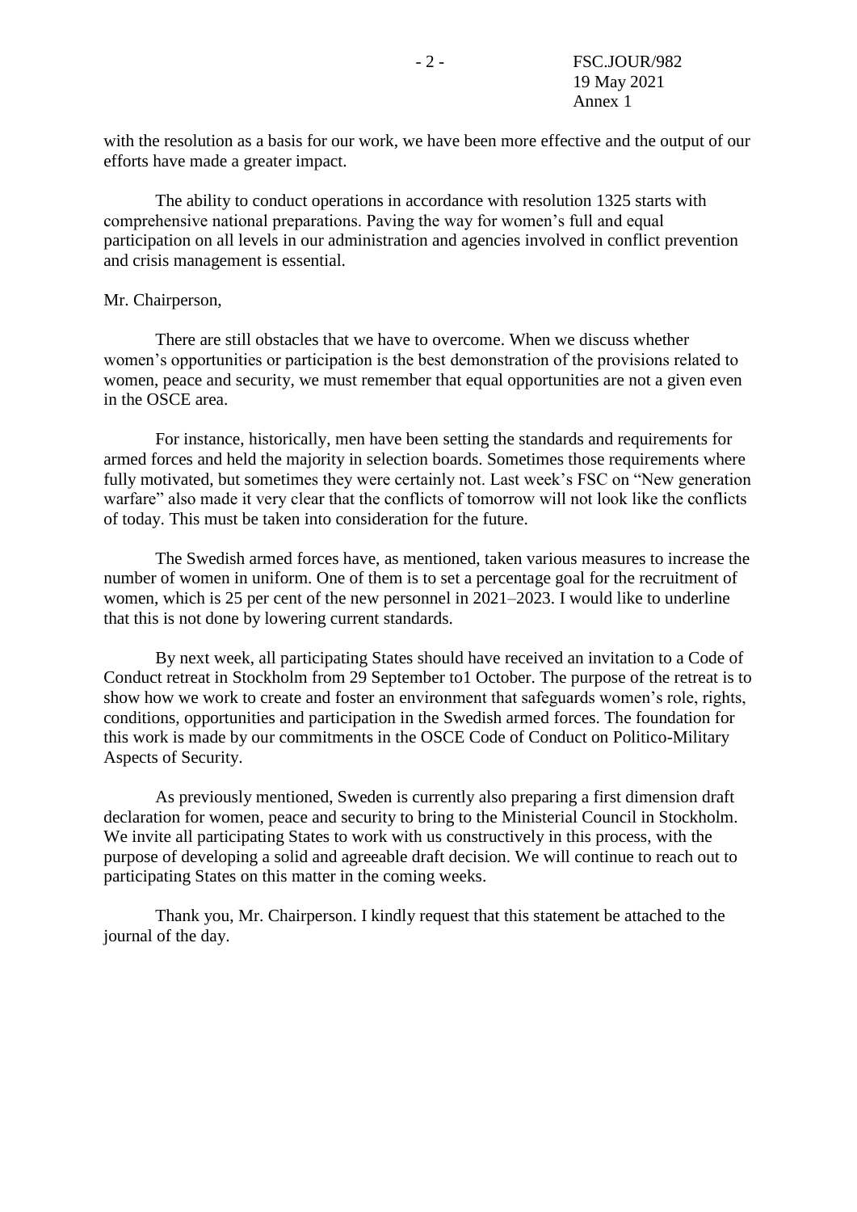with the resolution as a basis for our work, we have been more effective and the output of our efforts have made a greater impact.

The ability to conduct operations in accordance with resolution 1325 starts with comprehensive national preparations. Paving the way for women's full and equal participation on all levels in our administration and agencies involved in conflict prevention and crisis management is essential.

Mr. Chairperson,

There are still obstacles that we have to overcome. When we discuss whether women's opportunities or participation is the best demonstration of the provisions related to women, peace and security, we must remember that equal opportunities are not a given even in the OSCE area.

For instance, historically, men have been setting the standards and requirements for armed forces and held the majority in selection boards. Sometimes those requirements where fully motivated, but sometimes they were certainly not. Last week's FSC on "New generation warfare" also made it very clear that the conflicts of tomorrow will not look like the conflicts of today. This must be taken into consideration for the future.

The Swedish armed forces have, as mentioned, taken various measures to increase the number of women in uniform. One of them is to set a percentage goal for the recruitment of women, which is 25 per cent of the new personnel in 2021–2023. I would like to underline that this is not done by lowering current standards.

By next week, all participating States should have received an invitation to a Code of Conduct retreat in Stockholm from 29 September to1 October. The purpose of the retreat is to show how we work to create and foster an environment that safeguards women's role, rights, conditions, opportunities and participation in the Swedish armed forces. The foundation for this work is made by our commitments in the OSCE Code of Conduct on Politico-Military Aspects of Security.

As previously mentioned, Sweden is currently also preparing a first dimension draft declaration for women, peace and security to bring to the Ministerial Council in Stockholm. We invite all participating States to work with us constructively in this process, with the purpose of developing a solid and agreeable draft decision. We will continue to reach out to participating States on this matter in the coming weeks.

Thank you, Mr. Chairperson. I kindly request that this statement be attached to the journal of the day.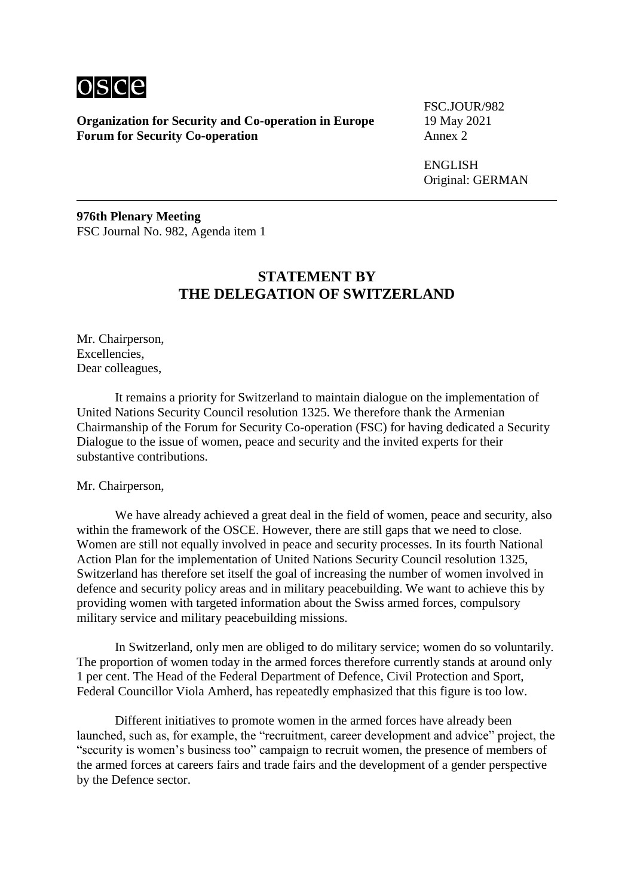osce

**Organization for Security and Co-operation in Europe**
**Forum for Security Co-operation**

FSC.JOUR/982
19 May 2021
Annex 2

ENGLISH
Original: GERMAN

**976th Plenary Meeting**
FSC Journal No. 982, Agenda item 1

## STATEMENT BY THE DELEGATION OF SWITZERLAND

Mr. Chairperson,
Excellencies,
Dear colleagues,

It remains a priority for Switzerland to maintain dialogue on the implementation of United Nations Security Council resolution 1325. We therefore thank the Armenian Chairmanship of the Forum for Security Co-operation (FSC) for having dedicated a Security Dialogue to the issue of women, peace and security and the invited experts for their substantive contributions.

Mr. Chairperson,

We have already achieved a great deal in the field of women, peace and security, also within the framework of the OSCE. However, there are still gaps that we need to close. Women are still not equally involved in peace and security processes. In its fourth National Action Plan for the implementation of United Nations Security Council resolution 1325, Switzerland has therefore set itself the goal of increasing the number of women involved in defence and security policy areas and in military peacebuilding. We want to achieve this by providing women with targeted information about the Swiss armed forces, compulsory military service and military peacebuilding missions.

In Switzerland, only men are obliged to do military service; women do so voluntarily. The proportion of women today in the armed forces therefore currently stands at around only 1 per cent. The Head of the Federal Department of Defence, Civil Protection and Sport, Federal Councillor Viola Amherd, has repeatedly emphasized that this figure is too low.

Different initiatives to promote women in the armed forces have already been launched, such as, for example, the "recruitment, career development and advice" project, the "security is women's business too" campaign to recruit women, the presence of members of the armed forces at careers fairs and trade fairs and the development of a gender perspective by the Defence sector.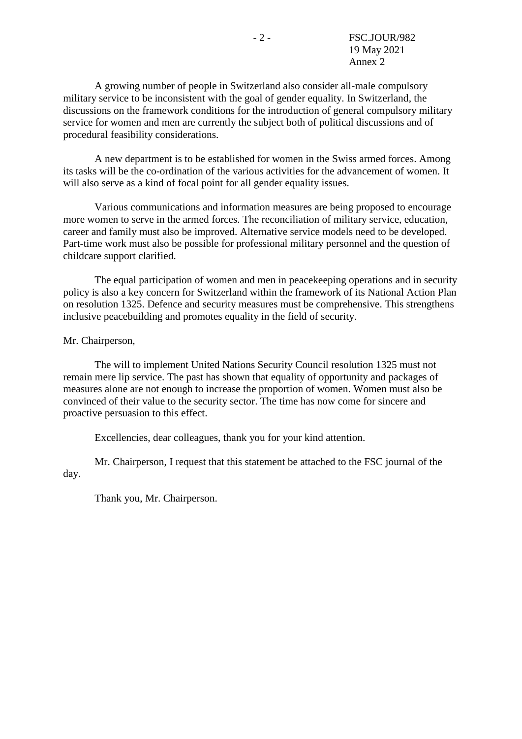A growing number of people in Switzerland also consider all-male compulsory military service to be inconsistent with the goal of gender equality. In Switzerland, the discussions on the framework conditions for the introduction of general compulsory military service for women and men are currently the subject both of political discussions and of procedural feasibility considerations.

A new department is to be established for women in the Swiss armed forces. Among its tasks will be the co-ordination of the various activities for the advancement of women. It will also serve as a kind of focal point for all gender equality issues.

Various communications and information measures are being proposed to encourage more women to serve in the armed forces. The reconciliation of military service, education, career and family must also be improved. Alternative service models need to be developed. Part-time work must also be possible for professional military personnel and the question of childcare support clarified.

The equal participation of women and men in peacekeeping operations and in security policy is also a key concern for Switzerland within the framework of its National Action Plan on resolution 1325. Defence and security measures must be comprehensive. This strengthens inclusive peacebuilding and promotes equality in the field of security.

Mr. Chairperson,

The will to implement United Nations Security Council resolution 1325 must not remain mere lip service. The past has shown that equality of opportunity and packages of measures alone are not enough to increase the proportion of women. Women must also be convinced of their value to the security sector. The time has now come for sincere and proactive persuasion to this effect.

Excellencies, dear colleagues, thank you for your kind attention.

Mr. Chairperson, I request that this statement be attached to the FSC journal of the day.

Thank you, Mr. Chairperson.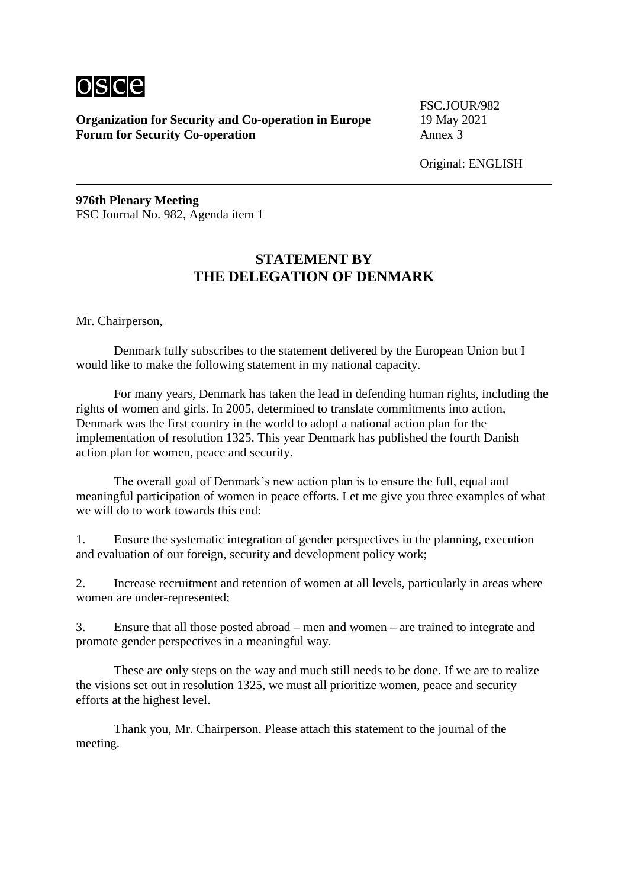**Organization for Security and Co-operation in Europe**
**Forum for Security Co-operation**

FSC.JOUR/982
19 May 2021
Annex 3

Original: ENGLISH

**976th Plenary Meeting**
FSC Journal No. 982, Agenda item 1

## STATEMENT BY THE DELEGATION OF DENMARK

Mr. Chairperson,

Denmark fully subscribes to the statement delivered by the European Union but I would like to make the following statement in my national capacity.

For many years, Denmark has taken the lead in defending human rights, including the rights of women and girls. In 2005, determined to translate commitments into action, Denmark was the first country in the world to adopt a national action plan for the implementation of resolution 1325. This year Denmark has published the fourth Danish action plan for women, peace and security.

The overall goal of Denmark's new action plan is to ensure the full, equal and meaningful participation of women in peace efforts. Let me give you three examples of what we will do to work towards this end:

1. Ensure the systematic integration of gender perspectives in the planning, execution and evaluation of our foreign, security and development policy work;

2. Increase recruitment and retention of women at all levels, particularly in areas where women are under-represented;

3. Ensure that all those posted abroad – men and women – are trained to integrate and promote gender perspectives in a meaningful way.

These are only steps on the way and much still needs to be done. If we are to realize the visions set out in resolution 1325, we must all prioritize women, peace and security efforts at the highest level.

Thank you, Mr. Chairperson. Please attach this statement to the journal of the meeting.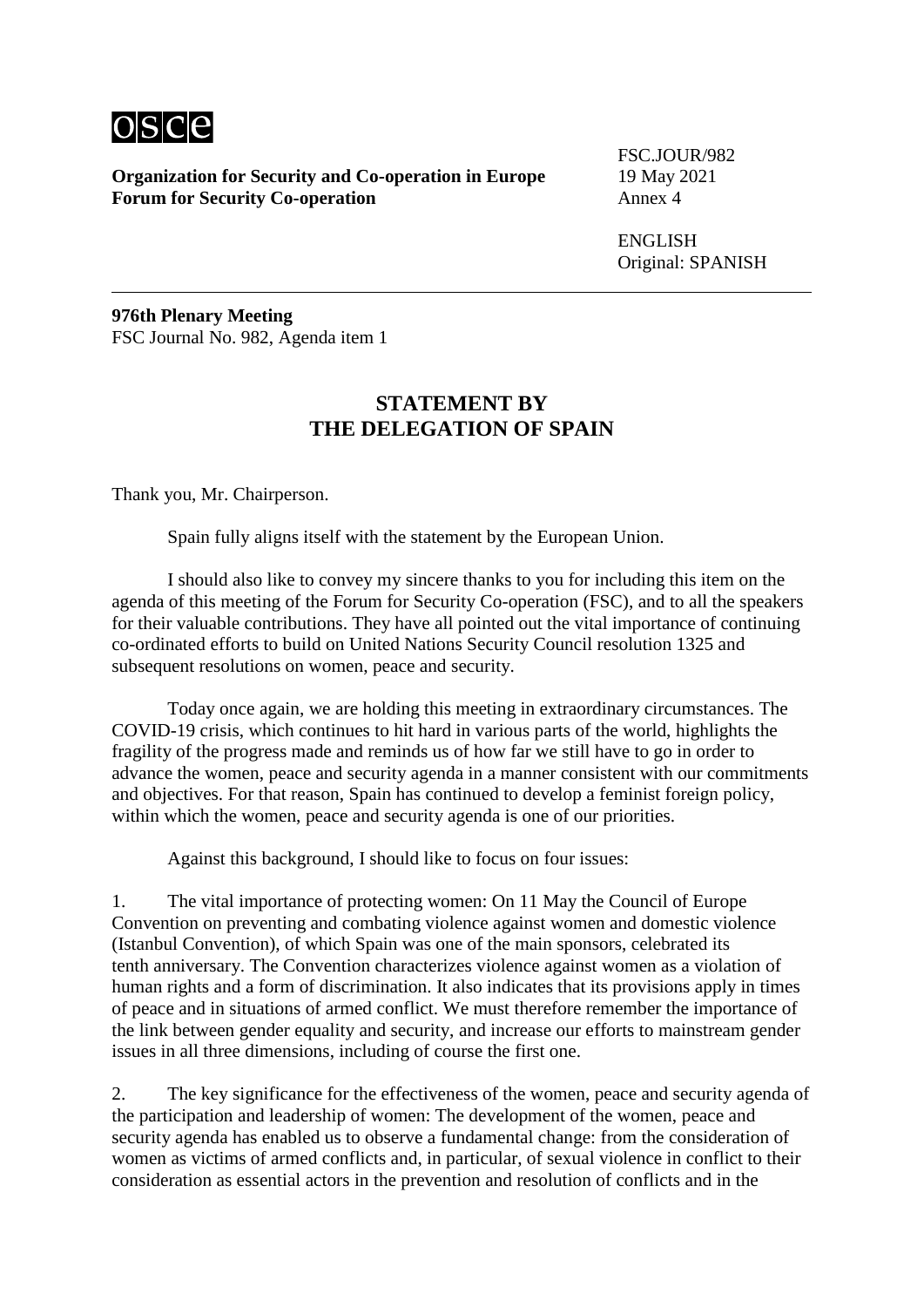osce

**Organization for Security and Co-operation in Europe**
**Forum for Security Co-operation**

FSC.JOUR/982
19 May 2021
Annex 4

ENGLISH
Original: SPANISH

---

**976th Plenary Meeting**
FSC Journal No. 982, Agenda item 1

## STATEMENT BY THE DELEGATION OF SPAIN

Thank you, Mr. Chairperson.

Spain fully aligns itself with the statement by the European Union.

I should also like to convey my sincere thanks to you for including this item on the agenda of this meeting of the Forum for Security Co-operation (FSC), and to all the speakers for their valuable contributions. They have all pointed out the vital importance of continuing co-ordinated efforts to build on United Nations Security Council resolution 1325 and subsequent resolutions on women, peace and security.

Today once again, we are holding this meeting in extraordinary circumstances. The COVID-19 crisis, which continues to hit hard in various parts of the world, highlights the fragility of the progress made and reminds us of how far we still have to go in order to advance the women, peace and security agenda in a manner consistent with our commitments and objectives. For that reason, Spain has continued to develop a feminist foreign policy, within which the women, peace and security agenda is one of our priorities.

Against this background, I should like to focus on four issues:

1. The vital importance of protecting women: On 11 May the Council of Europe Convention on preventing and combating violence against women and domestic violence (Istanbul Convention), of which Spain was one of the main sponsors, celebrated its tenth anniversary. The Convention characterizes violence against women as a violation of human rights and a form of discrimination. It also indicates that its provisions apply in times of peace and in situations of armed conflict. We must therefore remember the importance of the link between gender equality and security, and increase our efforts to mainstream gender issues in all three dimensions, including of course the first one.

2. The key significance for the effectiveness of the women, peace and security agenda of the participation and leadership of women: The development of the women, peace and security agenda has enabled us to observe a fundamental change: from the consideration of women as victims of armed conflicts and, in particular, of sexual violence in conflict to their consideration as essential actors in the prevention and resolution of conflicts and in the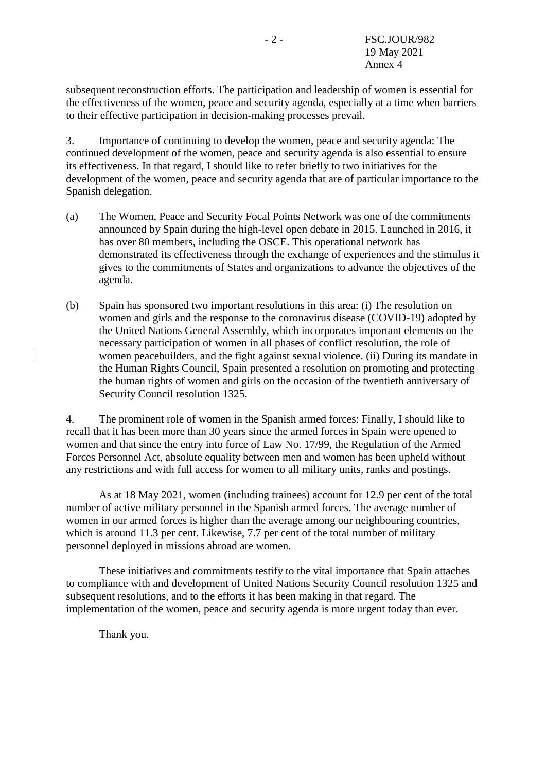subsequent reconstruction efforts. The participation and leadership of women is essential for the effectiveness of the women, peace and security agenda, especially at a time when barriers to their effective participation in decision-making processes prevail.

3. Importance of continuing to develop the women, peace and security agenda: The continued development of the women, peace and security agenda is also essential to ensure its effectiveness. In that regard, I should like to refer briefly to two initiatives for the development of the women, peace and security agenda that are of particular importance to the Spanish delegation.

(a) The Women, Peace and Security Focal Points Network was one of the commitments announced by Spain during the high-level open debate in 2015. Launched in 2016, it has over 80 members, including the OSCE. This operational network has demonstrated its effectiveness through the exchange of experiences and the stimulus it gives to the commitments of States and organizations to advance the objectives of the agenda.

(b) Spain has sponsored two important resolutions in this area: (i) The resolution on women and girls and the response to the coronavirus disease (COVID-19) adopted by the United Nations General Assembly, which incorporates important elements on the necessary participation of women in all phases of conflict resolution, the role of women peacebuilders, and the fight against sexual violence. (ii) During its mandate in the Human Rights Council, Spain presented a resolution on promoting and protecting the human rights of women and girls on the occasion of the twentieth anniversary of Security Council resolution 1325.

4. The prominent role of women in the Spanish armed forces: Finally, I should like to recall that it has been more than 30 years since the armed forces in Spain were opened to women and that since the entry into force of Law No. 17/99, the Regulation of the Armed Forces Personnel Act, absolute equality between men and women has been upheld without any restrictions and with full access for women to all military units, ranks and postings.

As at 18 May 2021, women (including trainees) account for 12.9 per cent of the total number of active military personnel in the Spanish armed forces. The average number of women in our armed forces is higher than the average among our neighbouring countries, which is around 11.3 per cent. Likewise, 7.7 per cent of the total number of military personnel deployed in missions abroad are women.

These initiatives and commitments testify to the vital importance that Spain attaches to compliance with and development of United Nations Security Council resolution 1325 and subsequent resolutions, and to the efforts it has been making in that regard. The implementation of the women, peace and security agenda is more urgent today than ever.

Thank you.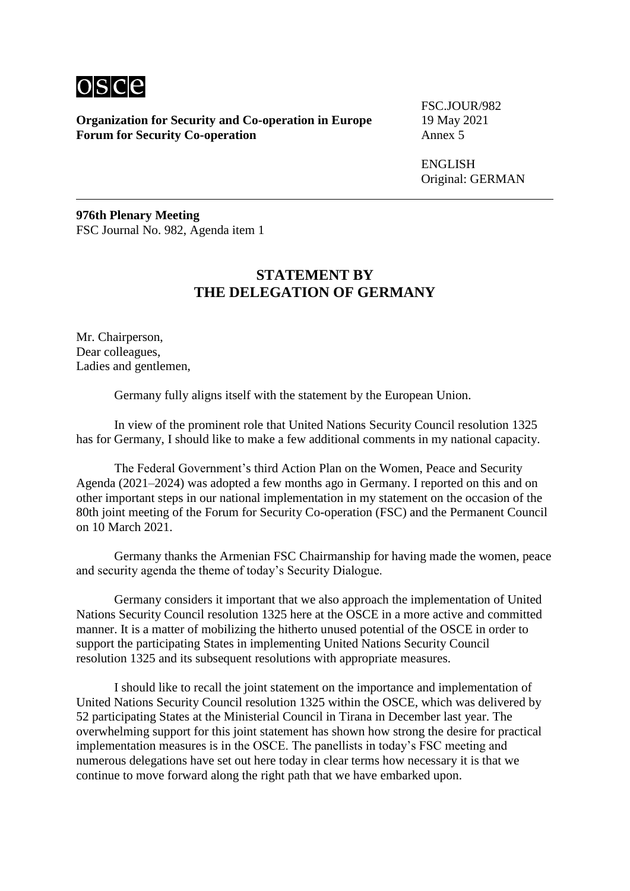osce

**Organization for Security and Co-operation in Europe**
**Forum for Security Co-operation**

FSC.JOUR/982
19 May 2021
Annex 5

ENGLISH
Original: GERMAN

---

**976th Plenary Meeting**
FSC Journal No. 982, Agenda item 1

## STATEMENT BY THE DELEGATION OF GERMANY

Mr. Chairperson,
Dear colleagues,
Ladies and gentlemen,

Germany fully aligns itself with the statement by the European Union.

In view of the prominent role that United Nations Security Council resolution 1325 has for Germany, I should like to make a few additional comments in my national capacity.

The Federal Government's third Action Plan on the Women, Peace and Security Agenda (2021–2024) was adopted a few months ago in Germany. I reported on this and on other important steps in our national implementation in my statement on the occasion of the 80th joint meeting of the Forum for Security Co-operation (FSC) and the Permanent Council on 10 March 2021.

Germany thanks the Armenian FSC Chairmanship for having made the women, peace and security agenda the theme of today's Security Dialogue.

Germany considers it important that we also approach the implementation of United Nations Security Council resolution 1325 here at the OSCE in a more active and committed manner. It is a matter of mobilizing the hitherto unused potential of the OSCE in order to support the participating States in implementing United Nations Security Council resolution 1325 and its subsequent resolutions with appropriate measures.

I should like to recall the joint statement on the importance and implementation of United Nations Security Council resolution 1325 within the OSCE, which was delivered by 52 participating States at the Ministerial Council in Tirana in December last year. The overwhelming support for this joint statement has shown how strong the desire for practical implementation measures is in the OSCE. The panellists in today's FSC meeting and numerous delegations have set out here today in clear terms how necessary it is that we continue to move forward along the right path that we have embarked upon.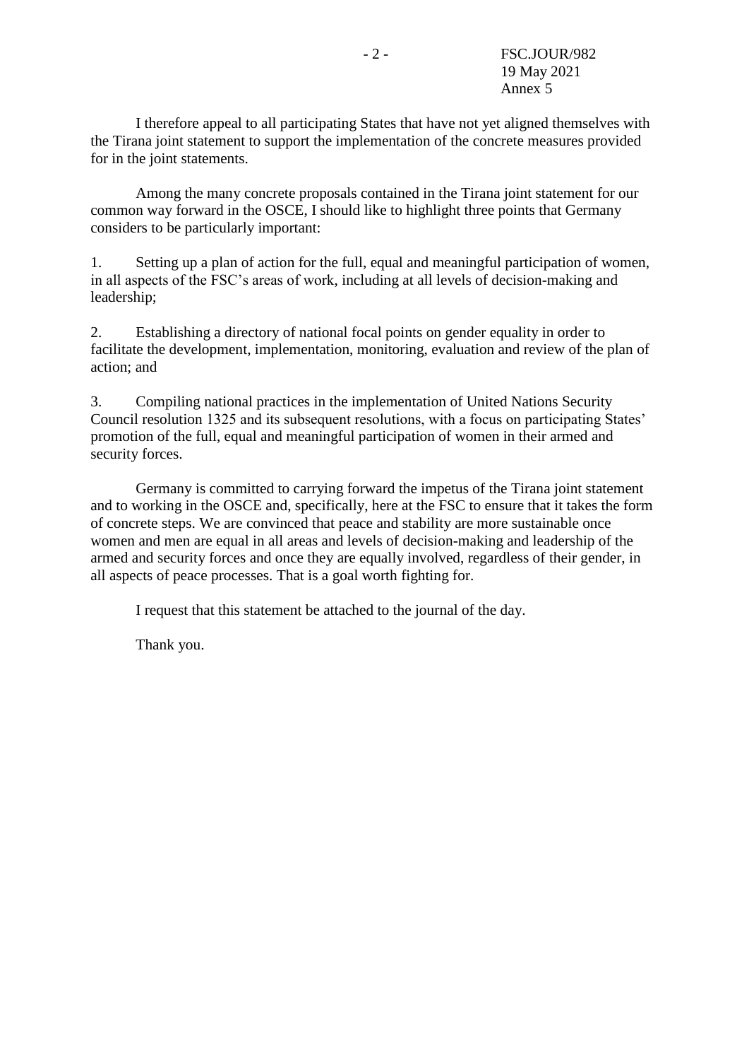I therefore appeal to all participating States that have not yet aligned themselves with the Tirana joint statement to support the implementation of the concrete measures provided for in the joint statements.

Among the many concrete proposals contained in the Tirana joint statement for our common way forward in the OSCE, I should like to highlight three points that Germany considers to be particularly important:

1. Setting up a plan of action for the full, equal and meaningful participation of women, in all aspects of the FSC's areas of work, including at all levels of decision-making and leadership;

2. Establishing a directory of national focal points on gender equality in order to facilitate the development, implementation, monitoring, evaluation and review of the plan of action; and

3. Compiling national practices in the implementation of United Nations Security Council resolution 1325 and its subsequent resolutions, with a focus on participating States' promotion of the full, equal and meaningful participation of women in their armed and security forces.

Germany is committed to carrying forward the impetus of the Tirana joint statement and to working in the OSCE and, specifically, here at the FSC to ensure that it takes the form of concrete steps. We are convinced that peace and stability are more sustainable once women and men are equal in all areas and levels of decision-making and leadership of the armed and security forces and once they are equally involved, regardless of their gender, in all aspects of peace processes. That is a goal worth fighting for.

I request that this statement be attached to the journal of the day.

Thank you.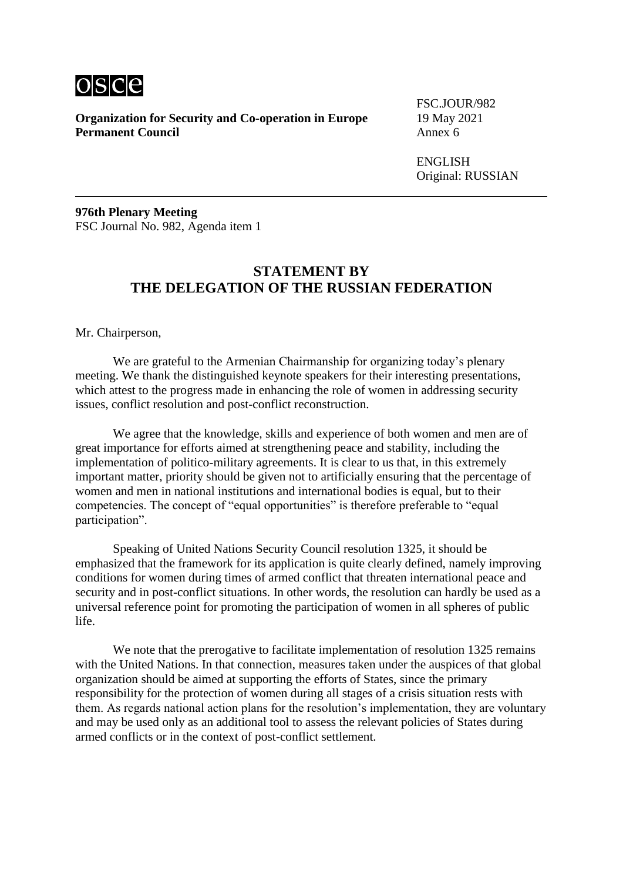osce

**Organization for Security and Co-operation in Europe**
**Permanent Council**

FSC.JOUR/982
19 May 2021
Annex 6

ENGLISH
Original: RUSSIAN

---

**976th Plenary Meeting**
FSC Journal No. 982, Agenda item 1

## STATEMENT BY THE DELEGATION OF THE RUSSIAN FEDERATION

Mr. Chairperson,

We are grateful to the Armenian Chairmanship for organizing today's plenary meeting. We thank the distinguished keynote speakers for their interesting presentations, which attest to the progress made in enhancing the role of women in addressing security issues, conflict resolution and post-conflict reconstruction.

We agree that the knowledge, skills and experience of both women and men are of great importance for efforts aimed at strengthening peace and stability, including the implementation of politico-military agreements. It is clear to us that, in this extremely important matter, priority should be given not to artificially ensuring that the percentage of women and men in national institutions and international bodies is equal, but to their competencies. The concept of "equal opportunities" is therefore preferable to "equal participation".

Speaking of United Nations Security Council resolution 1325, it should be emphasized that the framework for its application is quite clearly defined, namely improving conditions for women during times of armed conflict that threaten international peace and security and in post-conflict situations. In other words, the resolution can hardly be used as a universal reference point for promoting the participation of women in all spheres of public life.

We note that the prerogative to facilitate implementation of resolution 1325 remains with the United Nations. In that connection, measures taken under the auspices of that global organization should be aimed at supporting the efforts of States, since the primary responsibility for the protection of women during all stages of a crisis situation rests with them. As regards national action plans for the resolution's implementation, they are voluntary and may be used only as an additional tool to assess the relevant policies of States during armed conflicts or in the context of post-conflict settlement.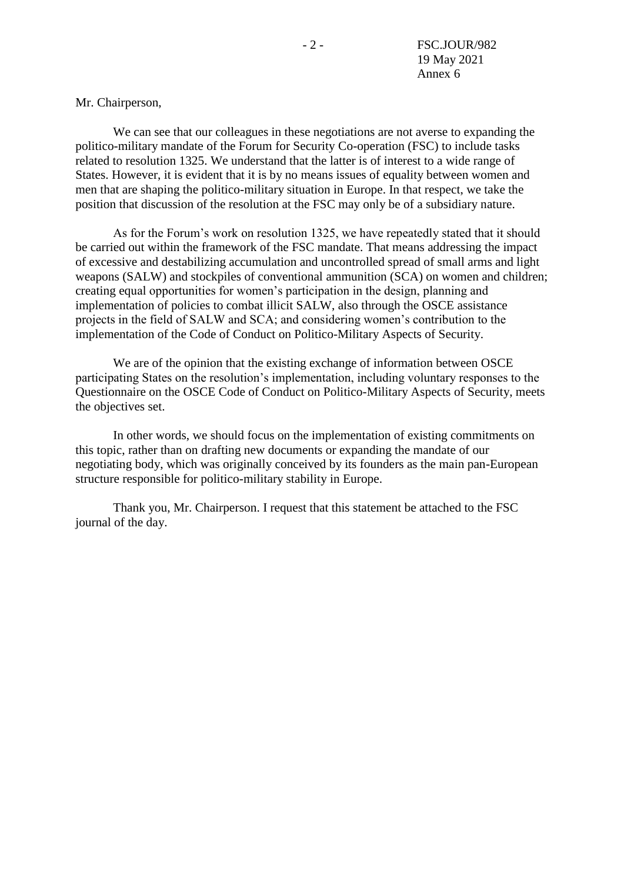Mr. Chairperson,

We can see that our colleagues in these negotiations are not averse to expanding the politico-military mandate of the Forum for Security Co-operation (FSC) to include tasks related to resolution 1325. We understand that the latter is of interest to a wide range of States. However, it is evident that it is by no means issues of equality between women and men that are shaping the politico-military situation in Europe. In that respect, we take the position that discussion of the resolution at the FSC may only be of a subsidiary nature.

As for the Forum's work on resolution 1325, we have repeatedly stated that it should be carried out within the framework of the FSC mandate. That means addressing the impact of excessive and destabilizing accumulation and uncontrolled spread of small arms and light weapons (SALW) and stockpiles of conventional ammunition (SCA) on women and children; creating equal opportunities for women's participation in the design, planning and implementation of policies to combat illicit SALW, also through the OSCE assistance projects in the field of SALW and SCA; and considering women's contribution to the implementation of the Code of Conduct on Politico-Military Aspects of Security.

We are of the opinion that the existing exchange of information between OSCE participating States on the resolution's implementation, including voluntary responses to the Questionnaire on the OSCE Code of Conduct on Politico-Military Aspects of Security, meets the objectives set.

In other words, we should focus on the implementation of existing commitments on this topic, rather than on drafting new documents or expanding the mandate of our negotiating body, which was originally conceived by its founders as the main pan-European structure responsible for politico-military stability in Europe.

Thank you, Mr. Chairperson. I request that this statement be attached to the FSC journal of the day.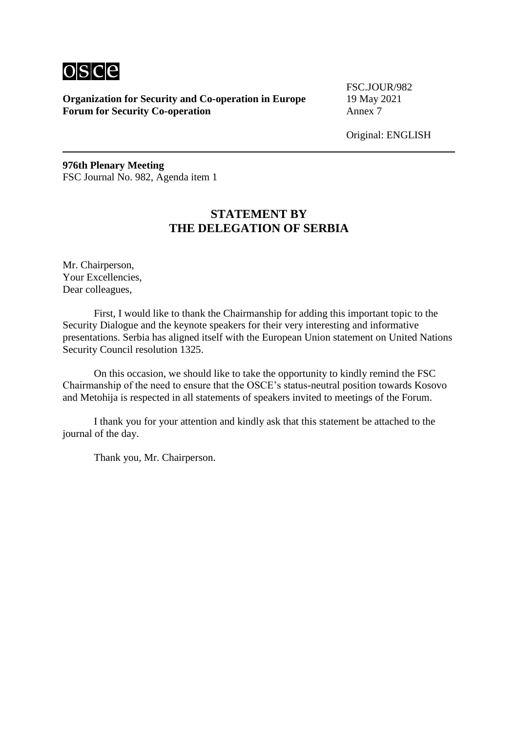osce

**Organization for Security and Co-operation in Europe**
**Forum for Security Co-operation**

FSC.JOUR/982
19 May 2021
Annex 7

Original: ENGLISH

**976th Plenary Meeting**
FSC Journal No. 982, Agenda item 1

## STATEMENT BY THE DELEGATION OF SERBIA

Mr. Chairperson,
Your Excellencies,
Dear colleagues,

First, I would like to thank the Chairmanship for adding this important topic to the Security Dialogue and the keynote speakers for their very interesting and informative presentations. Serbia has aligned itself with the European Union statement on United Nations Security Council resolution 1325.

On this occasion, we should like to take the opportunity to kindly remind the FSC Chairmanship of the need to ensure that the OSCE's status-neutral position towards Kosovo and Metohija is respected in all statements of speakers invited to meetings of the Forum.

I thank you for your attention and kindly ask that this statement be attached to the journal of the day.

Thank you, Mr. Chairperson.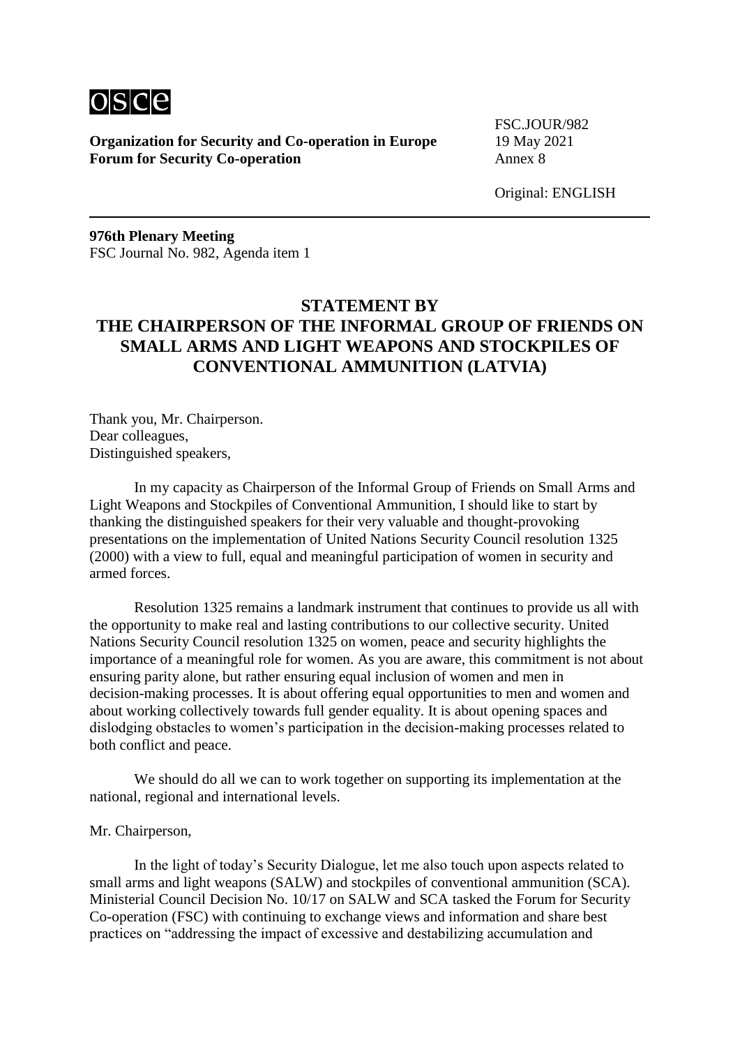**Organization for Security and Co-operation in Europe**
**Forum for Security Co-operation**

FSC.JOUR/982
19 May 2021
Annex 8

Original: ENGLISH

**976th Plenary Meeting**
FSC Journal No. 982, Agenda item 1

## STATEMENT BY THE CHAIRPERSON OF THE INFORMAL GROUP OF FRIENDS ON SMALL ARMS AND LIGHT WEAPONS AND STOCKPILES OF CONVENTIONAL AMMUNITION (LATVIA)

Thank you, Mr. Chairperson.
Dear colleagues,
Distinguished speakers,

In my capacity as Chairperson of the Informal Group of Friends on Small Arms and Light Weapons and Stockpiles of Conventional Ammunition, I should like to start by thanking the distinguished speakers for their very valuable and thought-provoking presentations on the implementation of United Nations Security Council resolution 1325 (2000) with a view to full, equal and meaningful participation of women in security and armed forces.

Resolution 1325 remains a landmark instrument that continues to provide us all with the opportunity to make real and lasting contributions to our collective security. United Nations Security Council resolution 1325 on women, peace and security highlights the importance of a meaningful role for women. As you are aware, this commitment is not about ensuring parity alone, but rather ensuring equal inclusion of women and men in decision-making processes. It is about offering equal opportunities to men and women and about working collectively towards full gender equality. It is about opening spaces and dislodging obstacles to women's participation in the decision-making processes related to both conflict and peace.

We should do all we can to work together on supporting its implementation at the national, regional and international levels.

Mr. Chairperson,

In the light of today's Security Dialogue, let me also touch upon aspects related to small arms and light weapons (SALW) and stockpiles of conventional ammunition (SCA). Ministerial Council Decision No. 10/17 on SALW and SCA tasked the Forum for Security Co-operation (FSC) with continuing to exchange views and information and share best practices on "addressing the impact of excessive and destabilizing accumulation and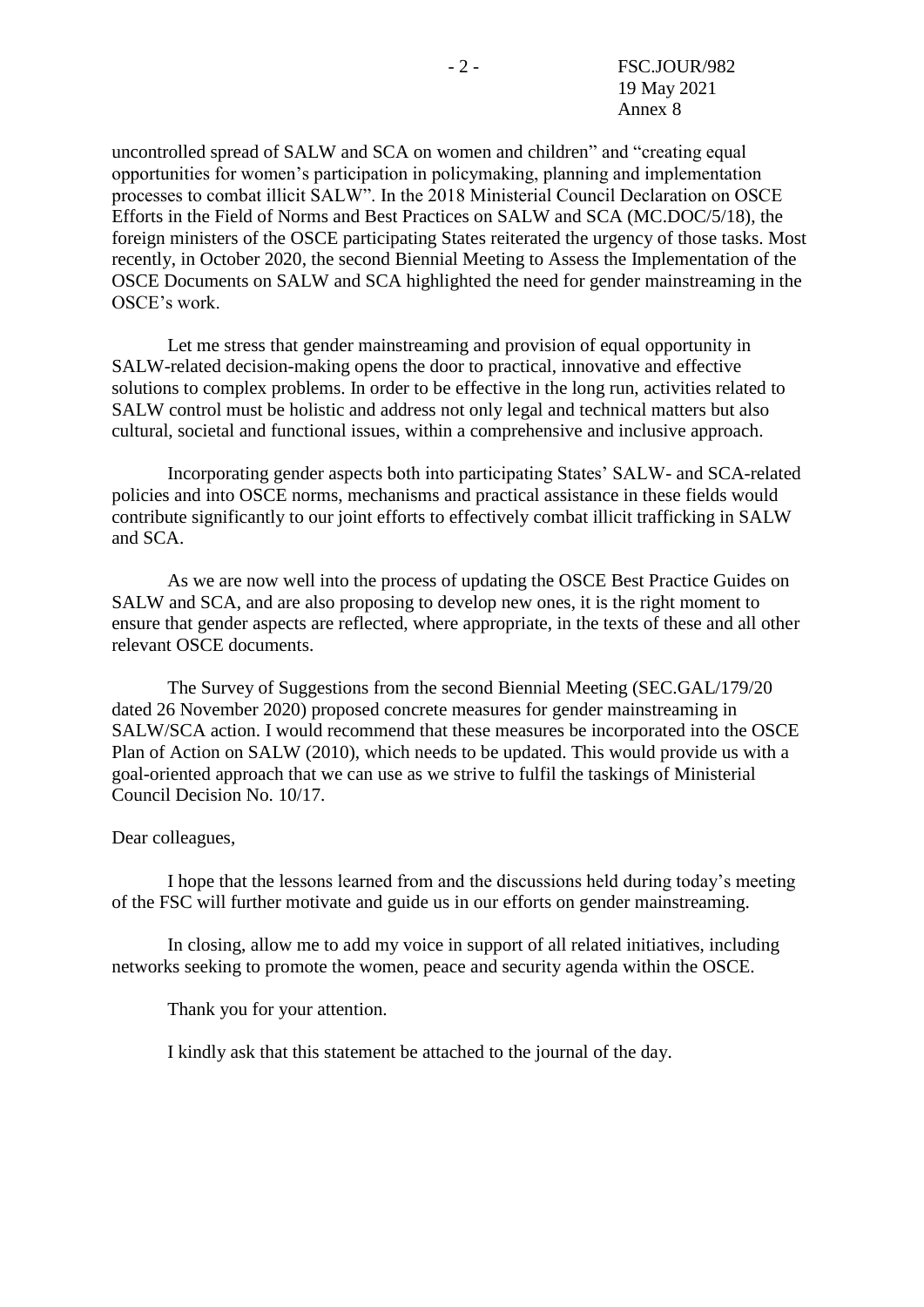uncontrolled spread of SALW and SCA on women and children" and "creating equal opportunities for women's participation in policymaking, planning and implementation processes to combat illicit SALW". In the 2018 Ministerial Council Declaration on OSCE Efforts in the Field of Norms and Best Practices on SALW and SCA (MC.DOC/5/18), the foreign ministers of the OSCE participating States reiterated the urgency of those tasks. Most recently, in October 2020, the second Biennial Meeting to Assess the Implementation of the OSCE Documents on SALW and SCA highlighted the need for gender mainstreaming in the OSCE's work.

Let me stress that gender mainstreaming and provision of equal opportunity in SALW-related decision-making opens the door to practical, innovative and effective solutions to complex problems. In order to be effective in the long run, activities related to SALW control must be holistic and address not only legal and technical matters but also cultural, societal and functional issues, within a comprehensive and inclusive approach.

Incorporating gender aspects both into participating States' SALW- and SCA-related policies and into OSCE norms, mechanisms and practical assistance in these fields would contribute significantly to our joint efforts to effectively combat illicit trafficking in SALW and SCA.

As we are now well into the process of updating the OSCE Best Practice Guides on SALW and SCA, and are also proposing to develop new ones, it is the right moment to ensure that gender aspects are reflected, where appropriate, in the texts of these and all other relevant OSCE documents.

The Survey of Suggestions from the second Biennial Meeting (SEC.GAL/179/20 dated 26 November 2020) proposed concrete measures for gender mainstreaming in SALW/SCA action. I would recommend that these measures be incorporated into the OSCE Plan of Action on SALW (2010), which needs to be updated. This would provide us with a goal-oriented approach that we can use as we strive to fulfil the taskings of Ministerial Council Decision No. 10/17.

Dear colleagues,

I hope that the lessons learned from and the discussions held during today's meeting of the FSC will further motivate and guide us in our efforts on gender mainstreaming.

In closing, allow me to add my voice in support of all related initiatives, including networks seeking to promote the women, peace and security agenda within the OSCE.

Thank you for your attention.

I kindly ask that this statement be attached to the journal of the day.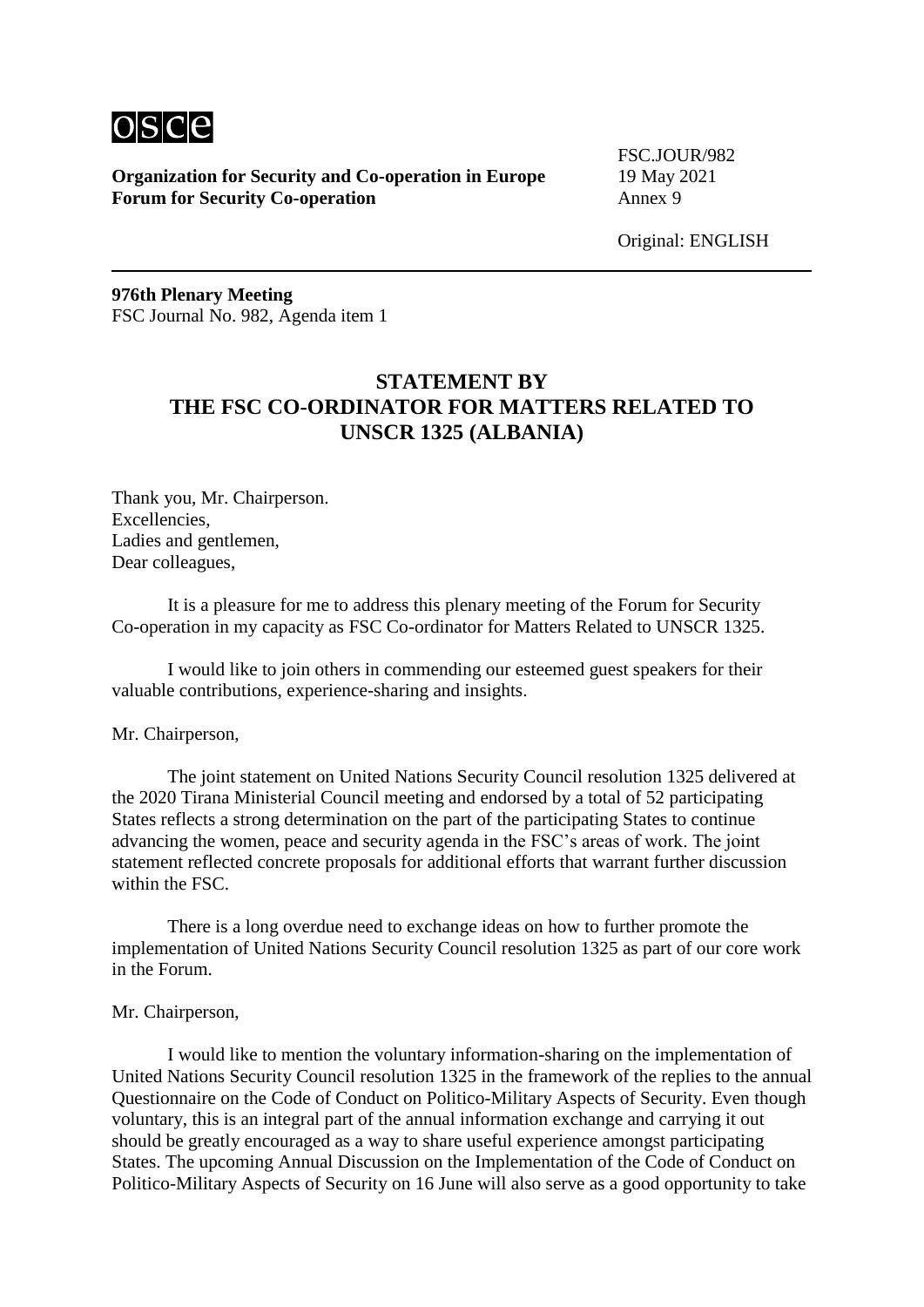**Organization for Security and Co-operation in Europe**
**Forum for Security Co-operation**

FSC.JOUR/982
19 May 2021
Annex 9

Original: ENGLISH

**976th Plenary Meeting**
FSC Journal No. 982, Agenda item 1

## STATEMENT BY THE FSC CO-ORDINATOR FOR MATTERS RELATED TO UNSCR 1325 (ALBANIA)

Thank you, Mr. Chairperson.
Excellencies,
Ladies and gentlemen,
Dear colleagues,

It is a pleasure for me to address this plenary meeting of the Forum for Security Co-operation in my capacity as FSC Co-ordinator for Matters Related to UNSCR 1325.

I would like to join others in commending our esteemed guest speakers for their valuable contributions, experience-sharing and insights.

Mr. Chairperson,

The joint statement on United Nations Security Council resolution 1325 delivered at the 2020 Tirana Ministerial Council meeting and endorsed by a total of 52 participating States reflects a strong determination on the part of the participating States to continue advancing the women, peace and security agenda in the FSC's areas of work. The joint statement reflected concrete proposals for additional efforts that warrant further discussion within the FSC.

There is a long overdue need to exchange ideas on how to further promote the implementation of United Nations Security Council resolution 1325 as part of our core work in the Forum.

Mr. Chairperson,

I would like to mention the voluntary information-sharing on the implementation of United Nations Security Council resolution 1325 in the framework of the replies to the annual Questionnaire on the Code of Conduct on Politico-Military Aspects of Security. Even though voluntary, this is an integral part of the annual information exchange and carrying it out should be greatly encouraged as a way to share useful experience amongst participating States. The upcoming Annual Discussion on the Implementation of the Code of Conduct on Politico-Military Aspects of Security on 16 June will also serve as a good opportunity to take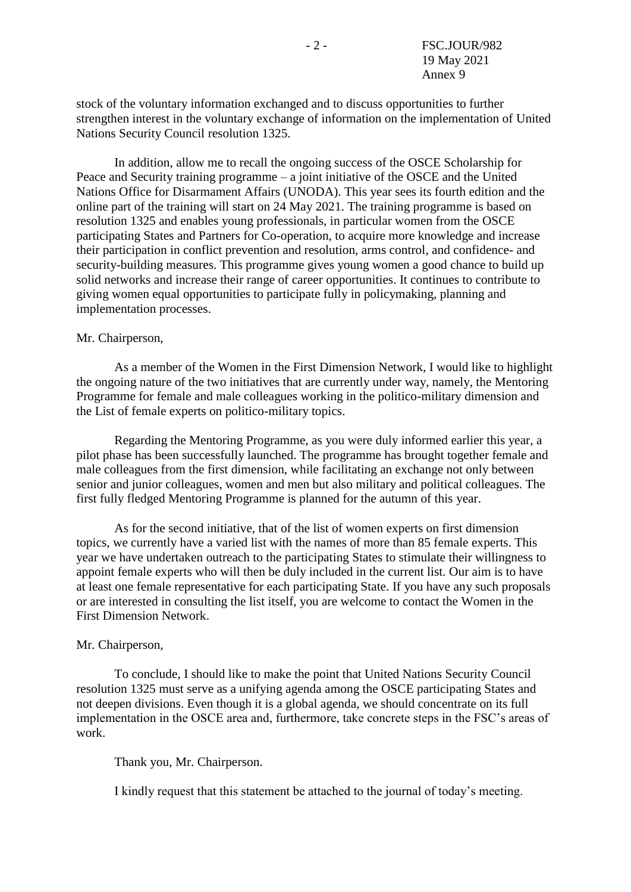stock of the voluntary information exchanged and to discuss opportunities to further strengthen interest in the voluntary exchange of information on the implementation of United Nations Security Council resolution 1325.

In addition, allow me to recall the ongoing success of the OSCE Scholarship for Peace and Security training programme – a joint initiative of the OSCE and the United Nations Office for Disarmament Affairs (UNODA). This year sees its fourth edition and the online part of the training will start on 24 May 2021. The training programme is based on resolution 1325 and enables young professionals, in particular women from the OSCE participating States and Partners for Co-operation, to acquire more knowledge and increase their participation in conflict prevention and resolution, arms control, and confidence- and security-building measures. This programme gives young women a good chance to build up solid networks and increase their range of career opportunities. It continues to contribute to giving women equal opportunities to participate fully in policymaking, planning and implementation processes.

Mr. Chairperson,

As a member of the Women in the First Dimension Network, I would like to highlight the ongoing nature of the two initiatives that are currently under way, namely, the Mentoring Programme for female and male colleagues working in the politico-military dimension and the List of female experts on politico-military topics.

Regarding the Mentoring Programme, as you were duly informed earlier this year, a pilot phase has been successfully launched. The programme has brought together female and male colleagues from the first dimension, while facilitating an exchange not only between senior and junior colleagues, women and men but also military and political colleagues. The first fully fledged Mentoring Programme is planned for the autumn of this year.

As for the second initiative, that of the list of women experts on first dimension topics, we currently have a varied list with the names of more than 85 female experts. This year we have undertaken outreach to the participating States to stimulate their willingness to appoint female experts who will then be duly included in the current list. Our aim is to have at least one female representative for each participating State. If you have any such proposals or are interested in consulting the list itself, you are welcome to contact the Women in the First Dimension Network.

Mr. Chairperson,

To conclude, I should like to make the point that United Nations Security Council resolution 1325 must serve as a unifying agenda among the OSCE participating States and not deepen divisions. Even though it is a global agenda, we should concentrate on its full implementation in the OSCE area and, furthermore, take concrete steps in the FSC's areas of work.

Thank you, Mr. Chairperson.

I kindly request that this statement be attached to the journal of today's meeting.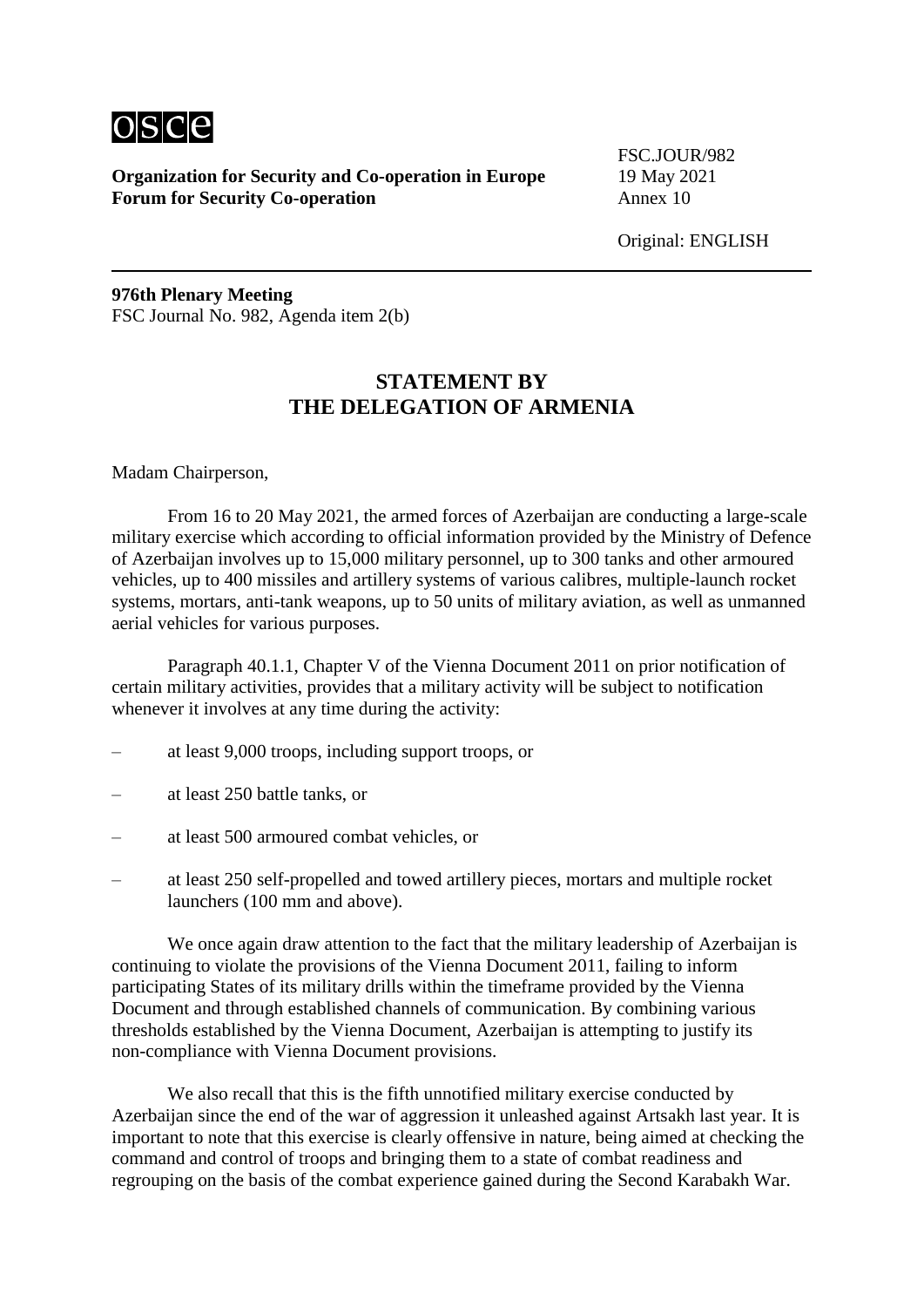osce

**Organization for Security and Co-operation in Europe**
**Forum for Security Co-operation**

FSC.JOUR/982
19 May 2021
Annex 10

Original: ENGLISH

---

**976th Plenary Meeting**
FSC Journal No. 982, Agenda item 2(b)

## STATEMENT BY THE DELEGATION OF ARMENIA

Madam Chairperson,

From 16 to 20 May 2021, the armed forces of Azerbaijan are conducting a large-scale military exercise which according to official information provided by the Ministry of Defence of Azerbaijan involves up to 15,000 military personnel, up to 300 tanks and other armoured vehicles, up to 400 missiles and artillery systems of various calibres, multiple-launch rocket systems, mortars, anti-tank weapons, up to 50 units of military aviation, as well as unmanned aerial vehicles for various purposes.

Paragraph 40.1.1, Chapter V of the Vienna Document 2011 on prior notification of certain military activities, provides that a military activity will be subject to notification whenever it involves at any time during the activity:

– at least 9,000 troops, including support troops, or

– at least 250 battle tanks, or

– at least 500 armoured combat vehicles, or

– at least 250 self-propelled and towed artillery pieces, mortars and multiple rocket launchers (100 mm and above).

We once again draw attention to the fact that the military leadership of Azerbaijan is continuing to violate the provisions of the Vienna Document 2011, failing to inform participating States of its military drills within the timeframe provided by the Vienna Document and through established channels of communication. By combining various thresholds established by the Vienna Document, Azerbaijan is attempting to justify its non-compliance with Vienna Document provisions.

We also recall that this is the fifth unnotified military exercise conducted by Azerbaijan since the end of the war of aggression it unleashed against Artsakh last year. It is important to note that this exercise is clearly offensive in nature, being aimed at checking the command and control of troops and bringing them to a state of combat readiness and regrouping on the basis of the combat experience gained during the Second Karabakh War.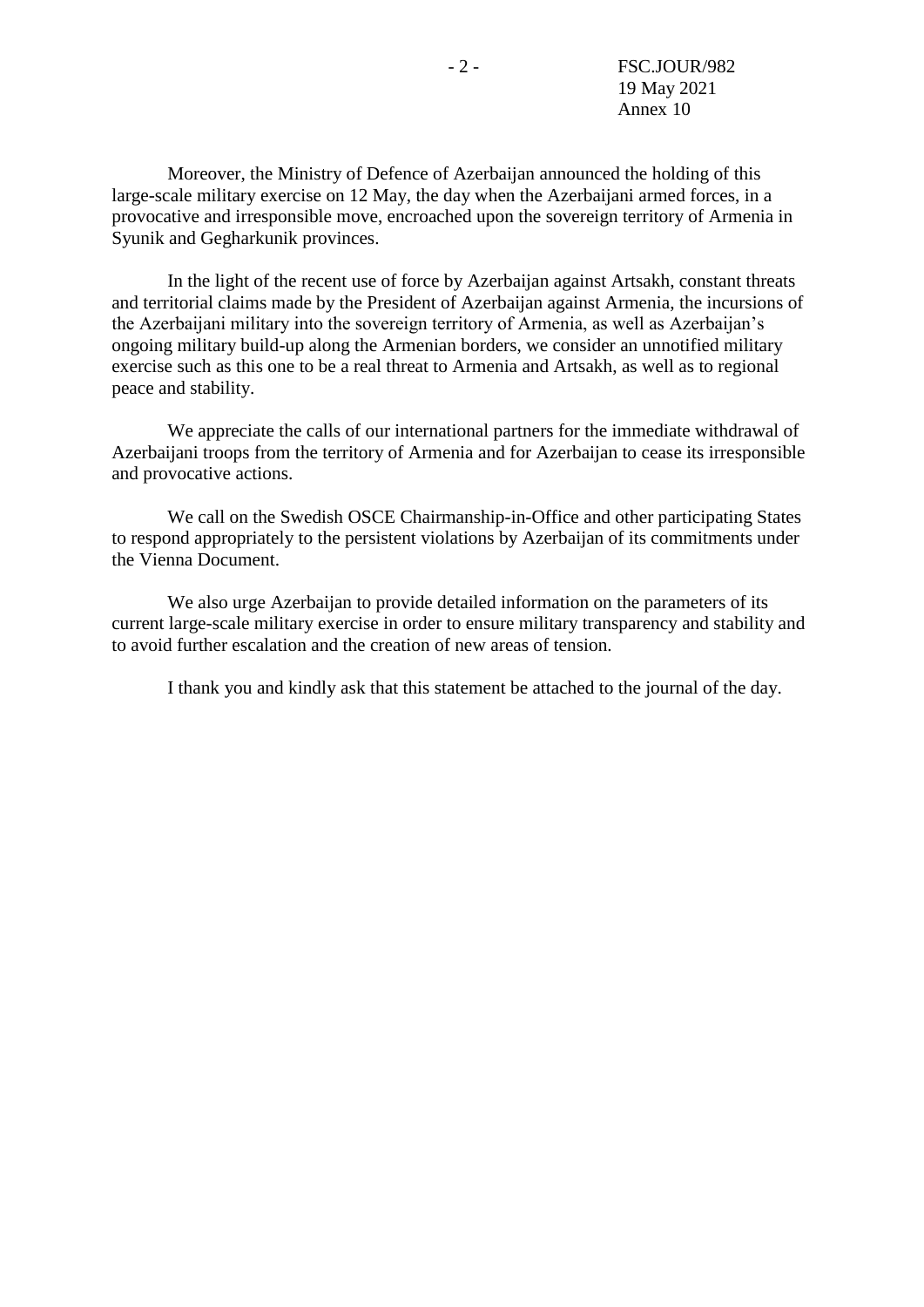Moreover, the Ministry of Defence of Azerbaijan announced the holding of this large-scale military exercise on 12 May, the day when the Azerbaijani armed forces, in a provocative and irresponsible move, encroached upon the sovereign territory of Armenia in Syunik and Gegharkunik provinces.

In the light of the recent use of force by Azerbaijan against Artsakh, constant threats and territorial claims made by the President of Azerbaijan against Armenia, the incursions of the Azerbaijani military into the sovereign territory of Armenia, as well as Azerbaijan's ongoing military build-up along the Armenian borders, we consider an unnotified military exercise such as this one to be a real threat to Armenia and Artsakh, as well as to regional peace and stability.

We appreciate the calls of our international partners for the immediate withdrawal of Azerbaijani troops from the territory of Armenia and for Azerbaijan to cease its irresponsible and provocative actions.

We call on the Swedish OSCE Chairmanship-in-Office and other participating States to respond appropriately to the persistent violations by Azerbaijan of its commitments under the Vienna Document.

We also urge Azerbaijan to provide detailed information on the parameters of its current large-scale military exercise in order to ensure military transparency and stability and to avoid further escalation and the creation of new areas of tension.

I thank you and kindly ask that this statement be attached to the journal of the day.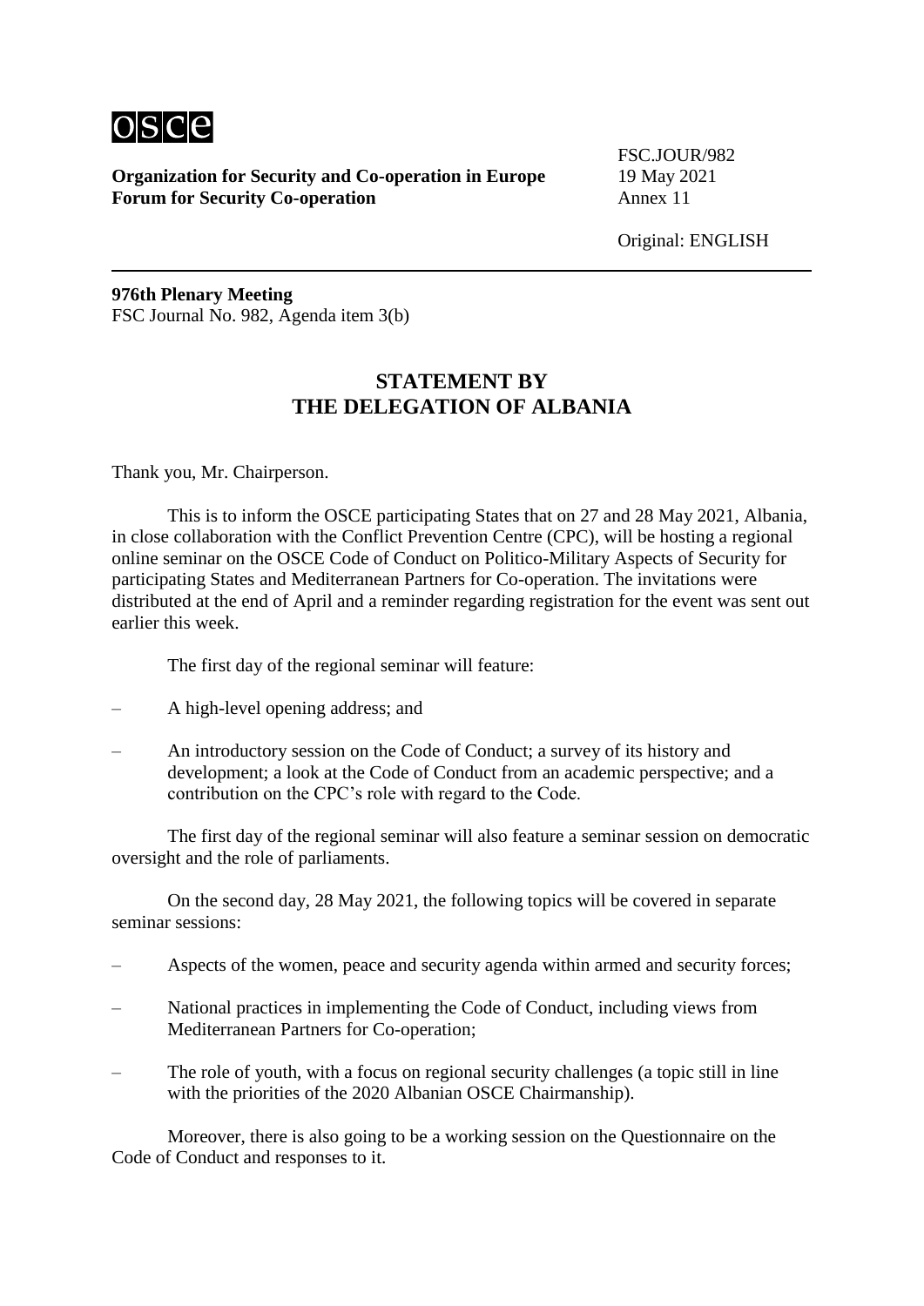**Organization for Security and Co-operation in Europe**
**Forum for Security Co-operation**

FSC.JOUR/982
19 May 2021
Annex 11

Original: ENGLISH

**976th Plenary Meeting**
FSC Journal No. 982, Agenda item 3(b)

## STATEMENT BY THE DELEGATION OF ALBANIA

Thank you, Mr. Chairperson.

This is to inform the OSCE participating States that on 27 and 28 May 2021, Albania, in close collaboration with the Conflict Prevention Centre (CPC), will be hosting a regional online seminar on the OSCE Code of Conduct on Politico-Military Aspects of Security for participating States and Mediterranean Partners for Co-operation. The invitations were distributed at the end of April and a reminder regarding registration for the event was sent out earlier this week.

The first day of the regional seminar will feature:

– A high-level opening address; and

– An introductory session on the Code of Conduct; a survey of its history and development; a look at the Code of Conduct from an academic perspective; and a contribution on the CPC's role with regard to the Code.

The first day of the regional seminar will also feature a seminar session on democratic oversight and the role of parliaments.

On the second day, 28 May 2021, the following topics will be covered in separate seminar sessions:

– Aspects of the women, peace and security agenda within armed and security forces;

– National practices in implementing the Code of Conduct, including views from Mediterranean Partners for Co-operation;

– The role of youth, with a focus on regional security challenges (a topic still in line with the priorities of the 2020 Albanian OSCE Chairmanship).

Moreover, there is also going to be a working session on the Questionnaire on the Code of Conduct and responses to it.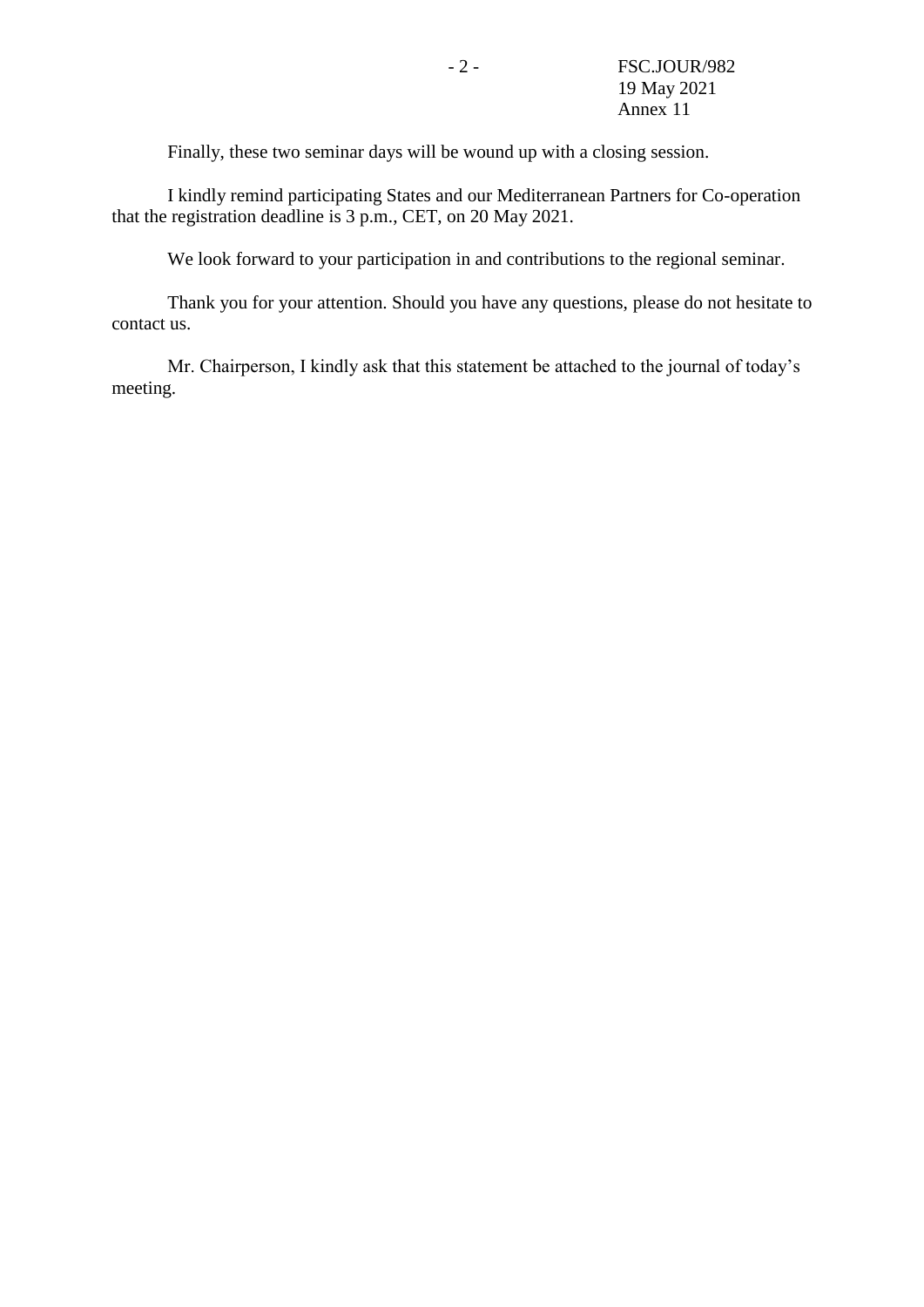Finally, these two seminar days will be wound up with a closing session.

I kindly remind participating States and our Mediterranean Partners for Co-operation that the registration deadline is 3 p.m., CET, on 20 May 2021.

We look forward to your participation in and contributions to the regional seminar.

Thank you for your attention. Should you have any questions, please do not hesitate to contact us.

Mr. Chairperson, I kindly ask that this statement be attached to the journal of today's meeting.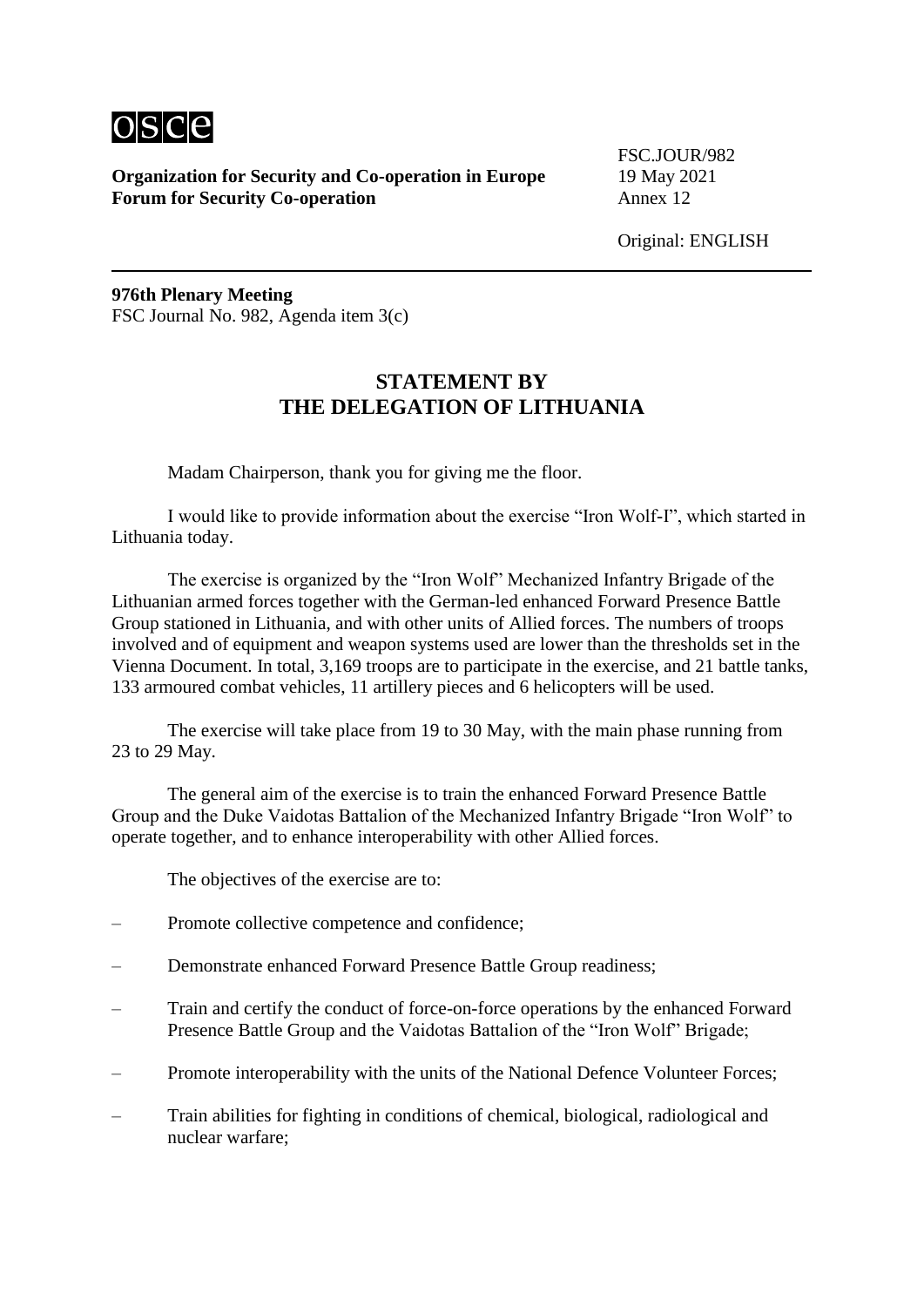osce

**Organization for Security and Co-operation in Europe**
**Forum for Security Co-operation**

FSC.JOUR/982
19 May 2021
Annex 12

Original: ENGLISH

---

**976th Plenary Meeting**
FSC Journal No. 982, Agenda item 3(c)

## STATEMENT BY THE DELEGATION OF LITHUANIA

Madam Chairperson, thank you for giving me the floor.

I would like to provide information about the exercise "Iron Wolf-I", which started in Lithuania today.

The exercise is organized by the "Iron Wolf" Mechanized Infantry Brigade of the Lithuanian armed forces together with the German-led enhanced Forward Presence Battle Group stationed in Lithuania, and with other units of Allied forces. The numbers of troops involved and of equipment and weapon systems used are lower than the thresholds set in the Vienna Document. In total, 3,169 troops are to participate in the exercise, and 21 battle tanks, 133 armoured combat vehicles, 11 artillery pieces and 6 helicopters will be used.

The exercise will take place from 19 to 30 May, with the main phase running from 23 to 29 May.

The general aim of the exercise is to train the enhanced Forward Presence Battle Group and the Duke Vaidotas Battalion of the Mechanized Infantry Brigade "Iron Wolf" to operate together, and to enhance interoperability with other Allied forces.

The objectives of the exercise are to:

– Promote collective competence and confidence;

– Demonstrate enhanced Forward Presence Battle Group readiness;

– Train and certify the conduct of force-on-force operations by the enhanced Forward Presence Battle Group and the Vaidotas Battalion of the "Iron Wolf" Brigade;

– Promote interoperability with the units of the National Defence Volunteer Forces;

– Train abilities for fighting in conditions of chemical, biological, radiological and nuclear warfare;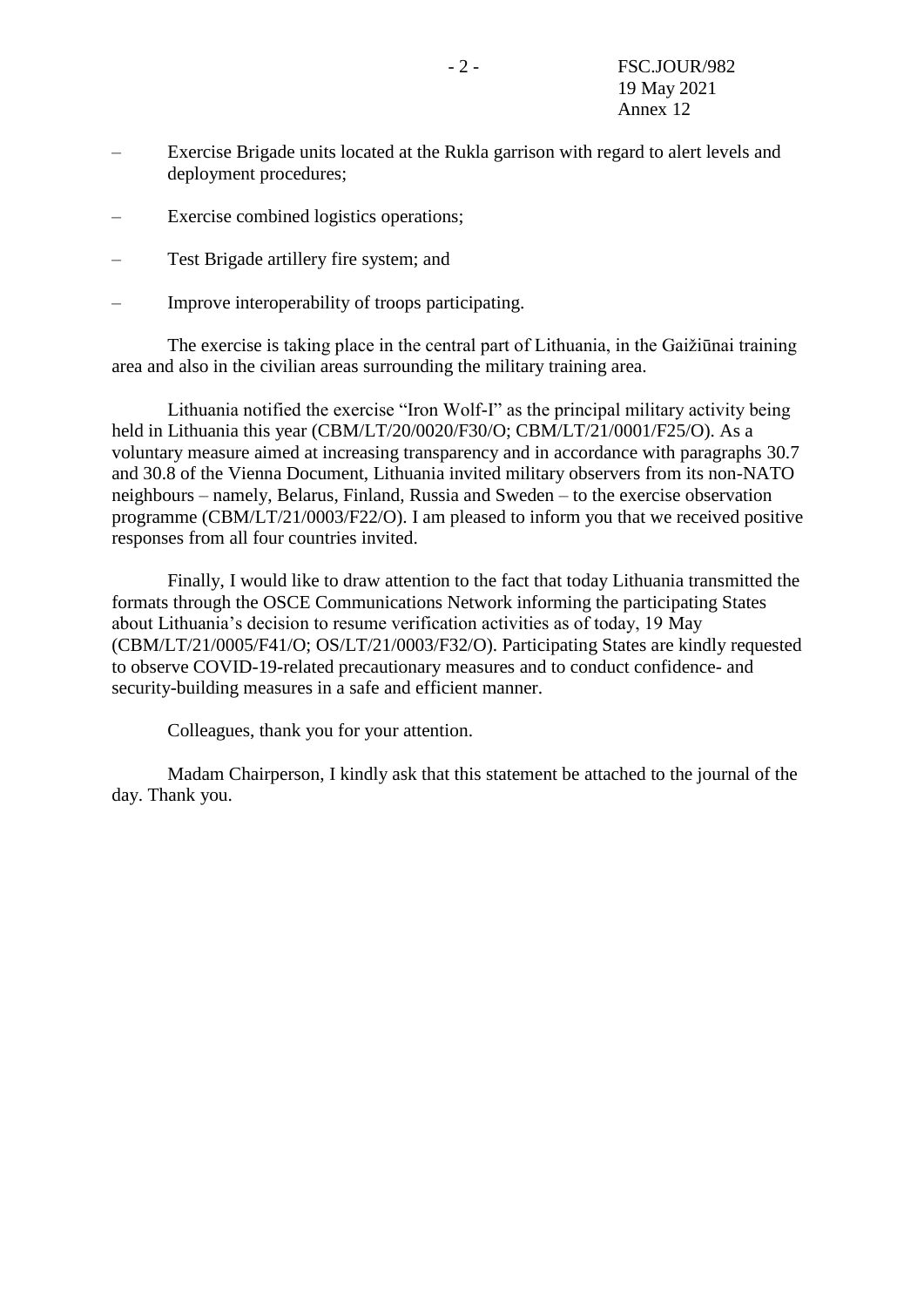- Exercise Brigade units located at the Rukla garrison with regard to alert levels and deployment procedures;
- Exercise combined logistics operations;
- Test Brigade artillery fire system; and
- Improve interoperability of troops participating.

The exercise is taking place in the central part of Lithuania, in the Gaižiūnai training area and also in the civilian areas surrounding the military training area.

Lithuania notified the exercise "Iron Wolf-I" as the principal military activity being held in Lithuania this year (CBM/LT/20/0020/F30/O; CBM/LT/21/0001/F25/O). As a voluntary measure aimed at increasing transparency and in accordance with paragraphs 30.7 and 30.8 of the Vienna Document, Lithuania invited military observers from its non-NATO neighbours – namely, Belarus, Finland, Russia and Sweden – to the exercise observation programme (CBM/LT/21/0003/F22/O). I am pleased to inform you that we received positive responses from all four countries invited.

Finally, I would like to draw attention to the fact that today Lithuania transmitted the formats through the OSCE Communications Network informing the participating States about Lithuania's decision to resume verification activities as of today, 19 May (CBM/LT/21/0005/F41/O; OS/LT/21/0003/F32/O). Participating States are kindly requested to observe COVID-19-related precautionary measures and to conduct confidence- and security-building measures in a safe and efficient manner.

Colleagues, thank you for your attention.

Madam Chairperson, I kindly ask that this statement be attached to the journal of the day. Thank you.